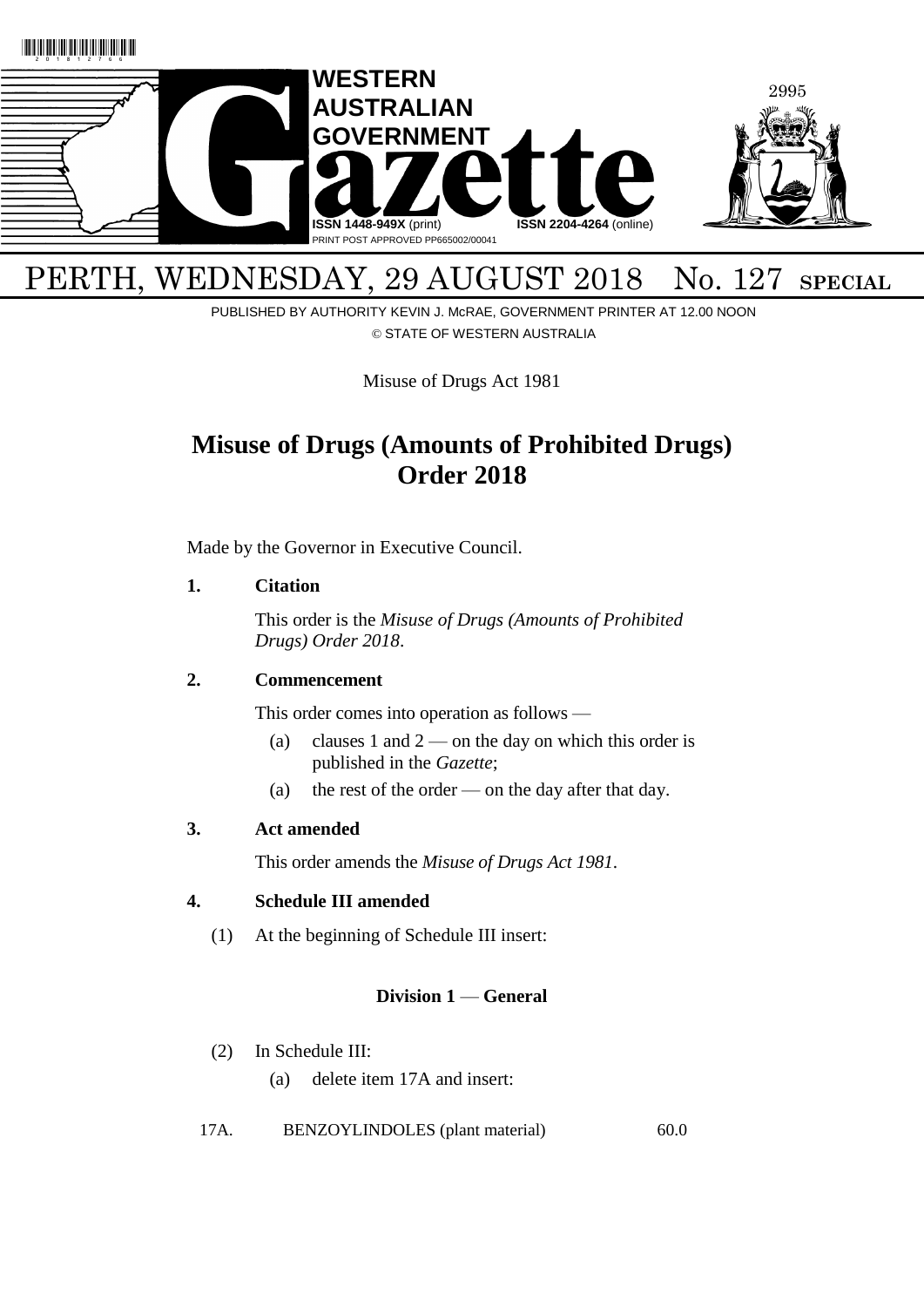# WESTERN AUSTRALIAN GOVERNMENT Gazette

ISSN 1448-949X (print) ISSN 2204-4264 (online)

PRINT POST APPROVED PP665002/00041

PERTH, WEDNESDAY, 29 AUGUST 2018 No. 127 SPECIAL

PUBLISHED BY AUTHORITY KEVIN J. McRAE, GOVERNMENT PRINTER AT 12.00 NOON

© STATE OF WESTERN AUSTRALIA

Misuse of Drugs Act 1981

## Misuse of Drugs (Amounts of Prohibited Drugs) Order 2018

Made by the Governor in Executive Council.

**1. Citation**

This order is the *Misuse of Drugs (Amounts of Prohibited Drugs) Order 2018*.

**2. Commencement**

This order comes into operation as follows —

(a) clauses 1 and 2 — on the day on which this order is published in the *Gazette*;

(a) the rest of the order — on the day after that day.

**3. Act amended**

This order amends the *Misuse of Drugs Act 1981*.

**4. Schedule III amended**

(1) At the beginning of Schedule III insert:

**Division 1 — General**

(2) In Schedule III:

(a) delete item 17A and insert:

| | | |
|---|---|---|
| 17A. | BENZOYLINDOLES (plant material) | 60.0 |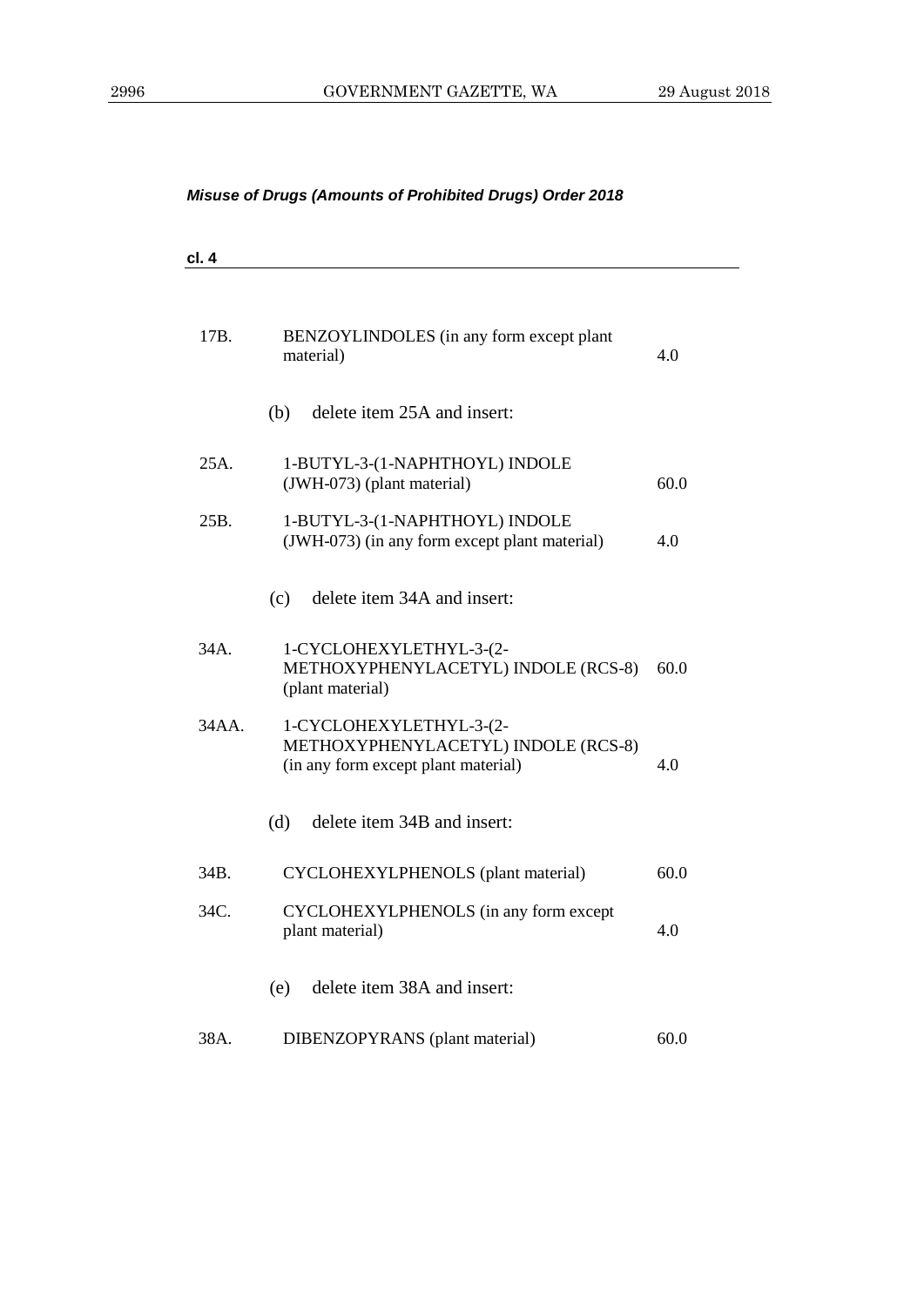*Misuse of Drugs (Amounts of Prohibited Drugs) Order 2018*

**cl. 4**

| | | |
|---|---|---|
| 17B. | BENZOYLINDOLES (in any form except plant material) | 4.0 |

(b) delete item 25A and insert:

| | | |
|---|---|---|
| 25A. | 1-BUTYL-3-(1-NAPHTHOYL) INDOLE (JWH-073) (plant material) | 60.0 |
| 25B. | 1-BUTYL-3-(1-NAPHTHOYL) INDOLE (JWH-073) (in any form except plant material) | 4.0 |

(c) delete item 34A and insert:

| | | |
|---|---|---|
| 34A. | 1-CYCLOHEXYLETHYL-3-(2-METHOXYPHENYLACETYL) INDOLE (RCS-8) (plant material) | 60.0 |
| 34AA. | 1-CYCLOHEXYLETHYL-3-(2-METHOXYPHENYLACETYL) INDOLE (RCS-8) (in any form except plant material) | 4.0 |

(d) delete item 34B and insert:

| | | |
|---|---|---|
| 34B. | CYCLOHEXYLPHENOLS (plant material) | 60.0 |
| 34C. | CYCLOHEXYLPHENOLS (in any form except plant material) | 4.0 |

(e) delete item 38A and insert:

| | | |
|---|---|---|
| 38A. | DIBENZOPYRANS (plant material) | 60.0 |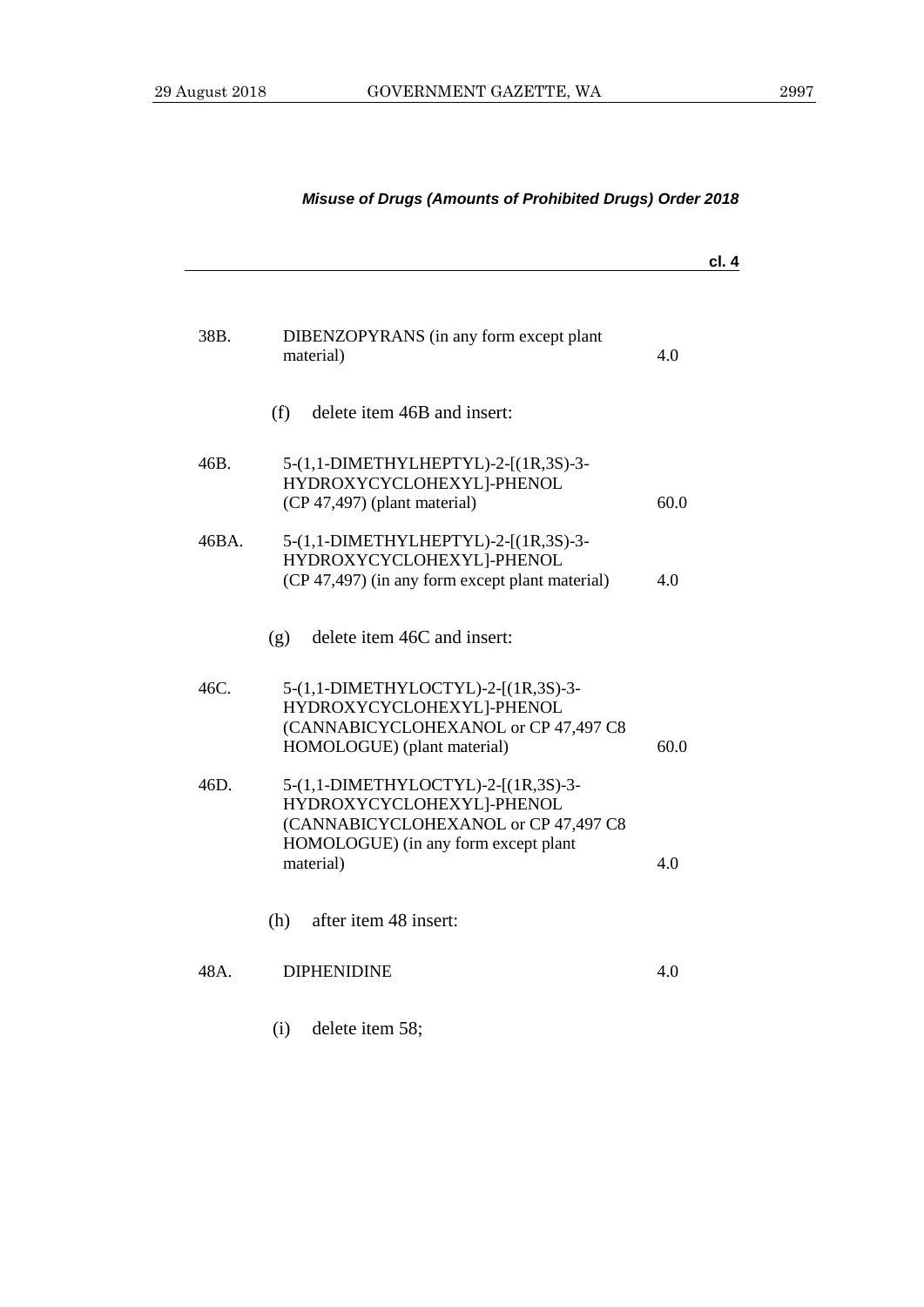*Misuse of Drugs (Amounts of Prohibited Drugs) Order 2018*

**cl. 4**

| | | |
|---|---|---|
| 38B. | DIBENZOPYRANS (in any form except plant material) | 4.0 |

(f) delete item 46B and insert:

| | | |
|---|---|---|
| 46B. | 5-(1,1-DIMETHYLHEPTYL)-2-[(1R,3S)-3-HYDROXYCYCLOHEXYL]-PHENOL (CP 47,497) (plant material) | 60.0 |
| 46BA. | 5-(1,1-DIMETHYLHEPTYL)-2-[(1R,3S)-3-HYDROXYCYCLOHEXYL]-PHENOL (CP 47,497) (in any form except plant material) | 4.0 |

(g) delete item 46C and insert:

| | | |
|---|---|---|
| 46C. | 5-(1,1-DIMETHYLOCTYL)-2-[(1R,3S)-3-HYDROXYCYCLOHEXYL]-PHENOL (CANNABICYCLOHEXANOL or CP 47,497 C8 HOMOLOGUE) (plant material) | 60.0 |
| 46D. | 5-(1,1-DIMETHYLOCTYL)-2-[(1R,3S)-3-HYDROXYCYCLOHEXYL]-PHENOL (CANNABICYCLOHEXANOL or CP 47,497 C8 HOMOLOGUE) (in any form except plant material) | 4.0 |

(h) after item 48 insert:

| | | |
|---|---|---|
| 48A. | DIPHENIDINE | 4.0 |

(i) delete item 58;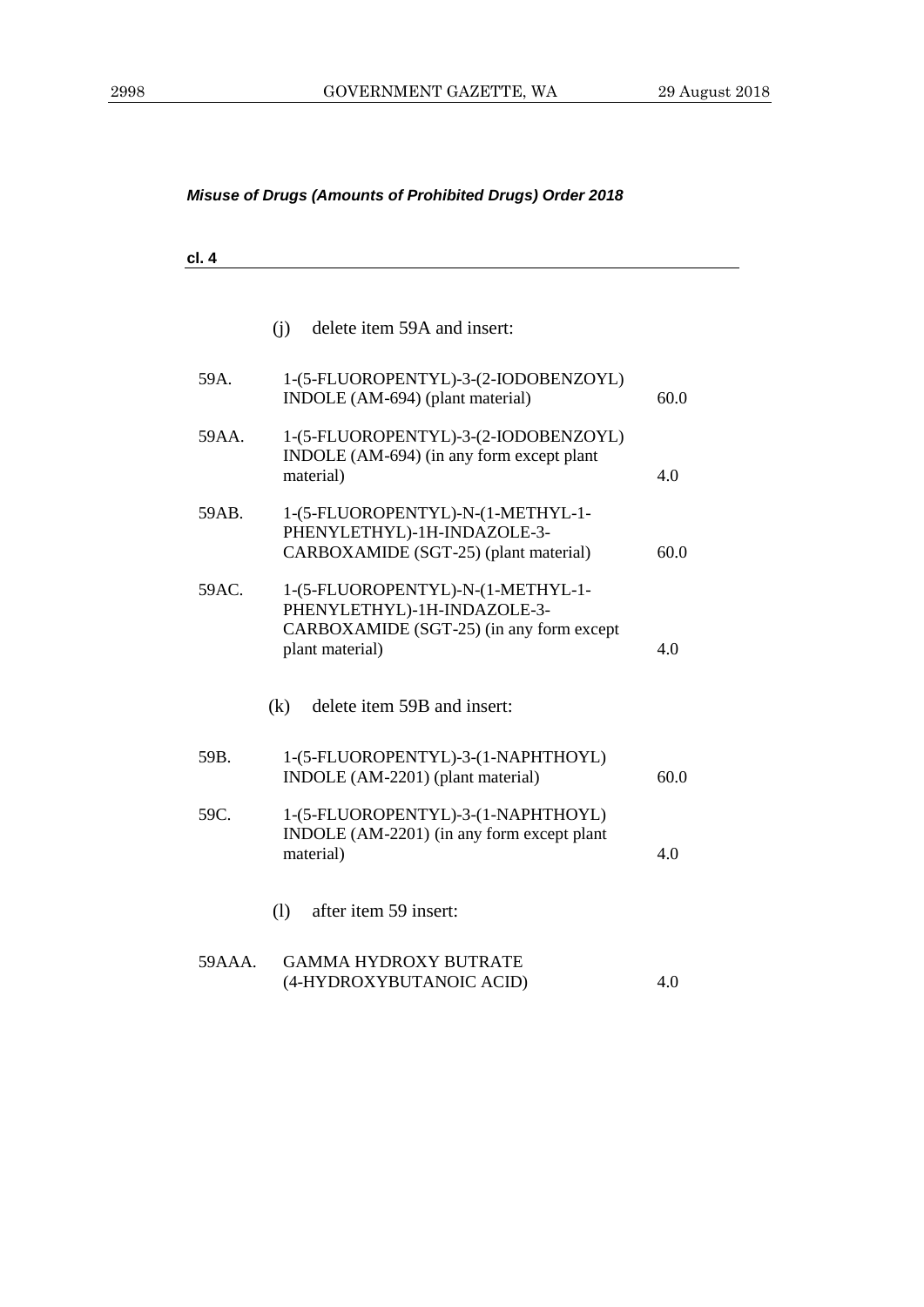*Misuse of Drugs (Amounts of Prohibited Drugs) Order 2018*

**cl. 4**

(j) delete item 59A and insert:

| | | |
|---|---|---|
| 59A. | 1-(5-FLUOROPENTYL)-3-(2-IODOBENZOYL) INDOLE (AM-694) (plant material) | 60.0 |
| 59AA. | 1-(5-FLUOROPENTYL)-3-(2-IODOBENZOYL) INDOLE (AM-694) (in any form except plant material) | 4.0 |
| 59AB. | 1-(5-FLUOROPENTYL)-N-(1-METHYL-1-PHENYLETHYL)-1H-INDAZOLE-3-CARBOXAMIDE (SGT-25) (plant material) | 60.0 |
| 59AC. | 1-(5-FLUOROPENTYL)-N-(1-METHYL-1-PHENYLETHYL)-1H-INDAZOLE-3-CARBOXAMIDE (SGT-25) (in any form except plant material) | 4.0 |

(k) delete item 59B and insert:

| | | |
|---|---|---|
| 59B. | 1-(5-FLUOROPENTYL)-3-(1-NAPHTHOYL) INDOLE (AM-2201) (plant material) | 60.0 |
| 59C. | 1-(5-FLUOROPENTYL)-3-(1-NAPHTHOYL) INDOLE (AM-2201) (in any form except plant material) | 4.0 |

(l) after item 59 insert:

| | | |
|---|---|---|
| 59AAA. | GAMMA HYDROXY BUTRATE (4-HYDROXYBUTANOIC ACID) | 4.0 |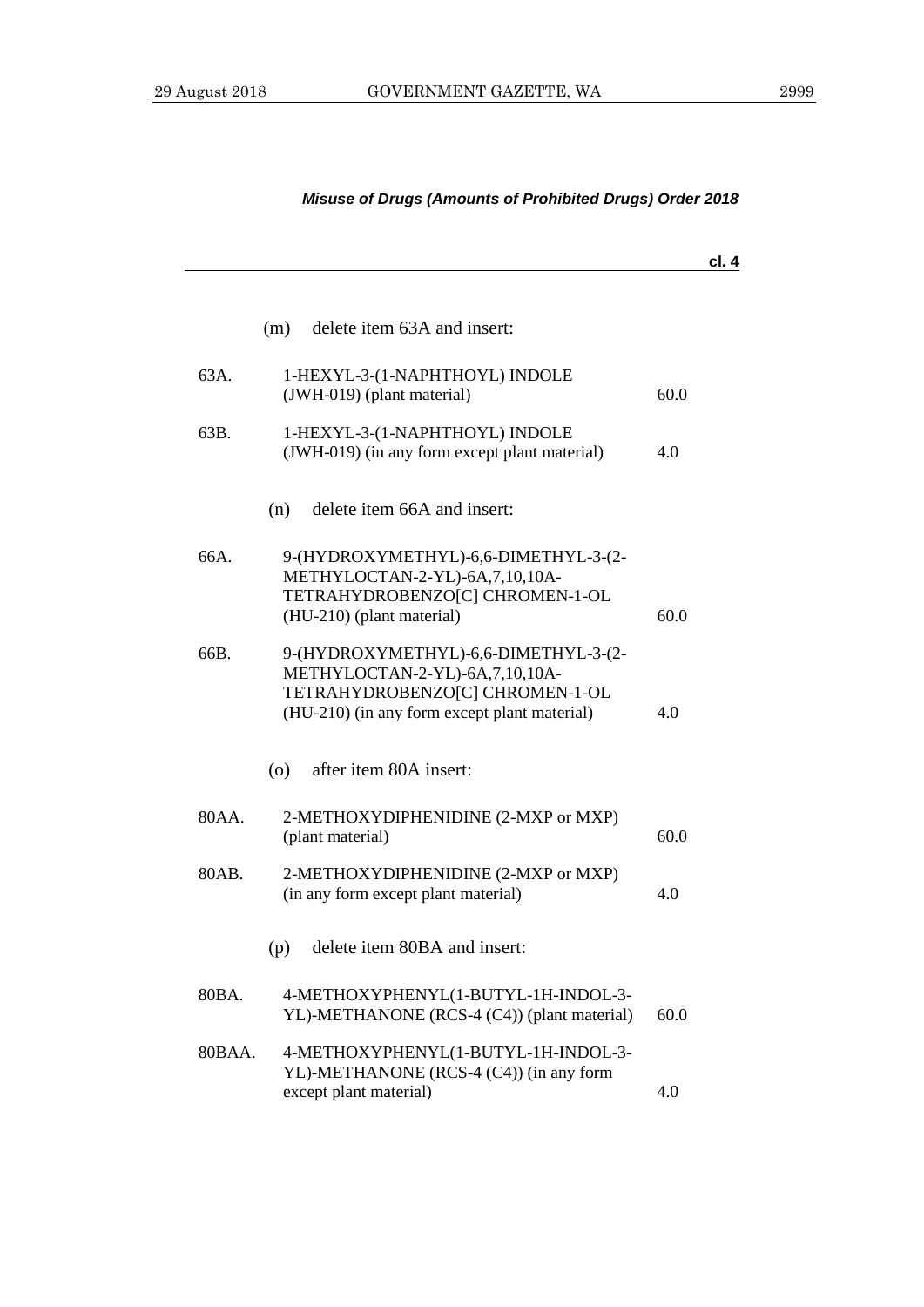*Misuse of Drugs (Amounts of Prohibited Drugs) Order 2018*

**cl. 4**

(m) delete item 63A and insert:

| | | |
|---|---|---|
| 63A. | 1-HEXYL-3-(1-NAPHTHOYL) INDOLE (JWH-019) (plant material) | 60.0 |
| 63B. | 1-HEXYL-3-(1-NAPHTHOYL) INDOLE (JWH-019) (in any form except plant material) | 4.0 |

(n) delete item 66A and insert:

| | | |
|---|---|---|
| 66A. | 9-(HYDROXYMETHYL)-6,6-DIMETHYL-3-(2-METHYLOCTAN-2-YL)-6A,7,10,10A-TETRAHYDROBENZO[C] CHROMEN-1-OL (HU-210) (plant material) | 60.0 |
| 66B. | 9-(HYDROXYMETHYL)-6,6-DIMETHYL-3-(2-METHYLOCTAN-2-YL)-6A,7,10,10A-TETRAHYDROBENZO[C] CHROMEN-1-OL (HU-210) (in any form except plant material) | 4.0 |

(o) after item 80A insert:

| | | |
|---|---|---|
| 80AA. | 2-METHOXYDIPHENIDINE (2-MXP or MXP) (plant material) | 60.0 |
| 80AB. | 2-METHOXYDIPHENIDINE (2-MXP or MXP) (in any form except plant material) | 4.0 |

(p) delete item 80BA and insert:

| | | |
|---|---|---|
| 80BA. | 4-METHOXYPHENYL(1-BUTYL-1H-INDOL-3-YL)-METHANONE (RCS-4 (C4)) (plant material) | 60.0 |
| 80BAA. | 4-METHOXYPHENYL(1-BUTYL-1H-INDOL-3-YL)-METHANONE (RCS-4 (C4)) (in any form except plant material) | 4.0 |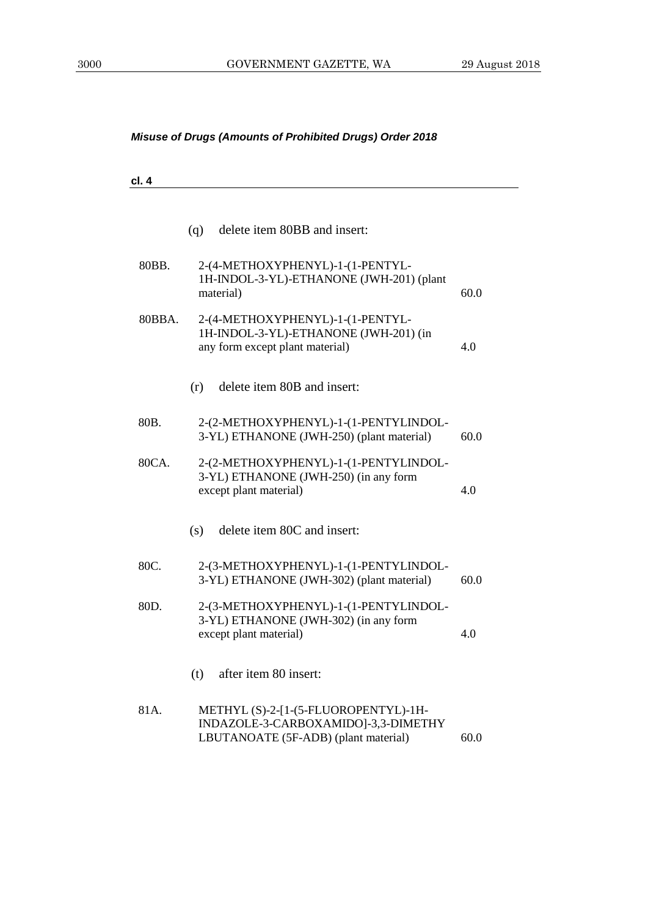*Misuse of Drugs (Amounts of Prohibited Drugs) Order 2018*

**cl. 4**

(q) delete item 80BB and insert:

| | | |
|---|---|---|
| 80BB. | 2-(4-METHOXYPHENYL)-1-(1-PENTYL-1H-INDOL-3-YL)-ETHANONE (JWH-201) (plant material) | 60.0 |
| 80BBA. | 2-(4-METHOXYPHENYL)-1-(1-PENTYL-1H-INDOL-3-YL)-ETHANONE (JWH-201) (in any form except plant material) | 4.0 |

(r) delete item 80B and insert:

| | | |
|---|---|---|
| 80B. | 2-(2-METHOXYPHENYL)-1-(1-PENTYLINDOL-3-YL) ETHANONE (JWH-250) (plant material) | 60.0 |
| 80CA. | 2-(2-METHOXYPHENYL)-1-(1-PENTYLINDOL-3-YL) ETHANONE (JWH-250) (in any form except plant material) | 4.0 |

(s) delete item 80C and insert:

| | | |
|---|---|---|
| 80C. | 2-(3-METHOXYPHENYL)-1-(1-PENTYLINDOL-3-YL) ETHANONE (JWH-302) (plant material) | 60.0 |
| 80D. | 2-(3-METHOXYPHENYL)-1-(1-PENTYLINDOL-3-YL) ETHANONE (JWH-302) (in any form except plant material) | 4.0 |

(t) after item 80 insert:

| | | |
|---|---|---|
| 81A. | METHYL (S)-2-[1-(5-FLUOROPENTYL)-1H-INDAZOLE-3-CARBOXAMIDO]-3,3-DIMETHYLBUTANOATE (5F-ADB) (plant material) | 60.0 |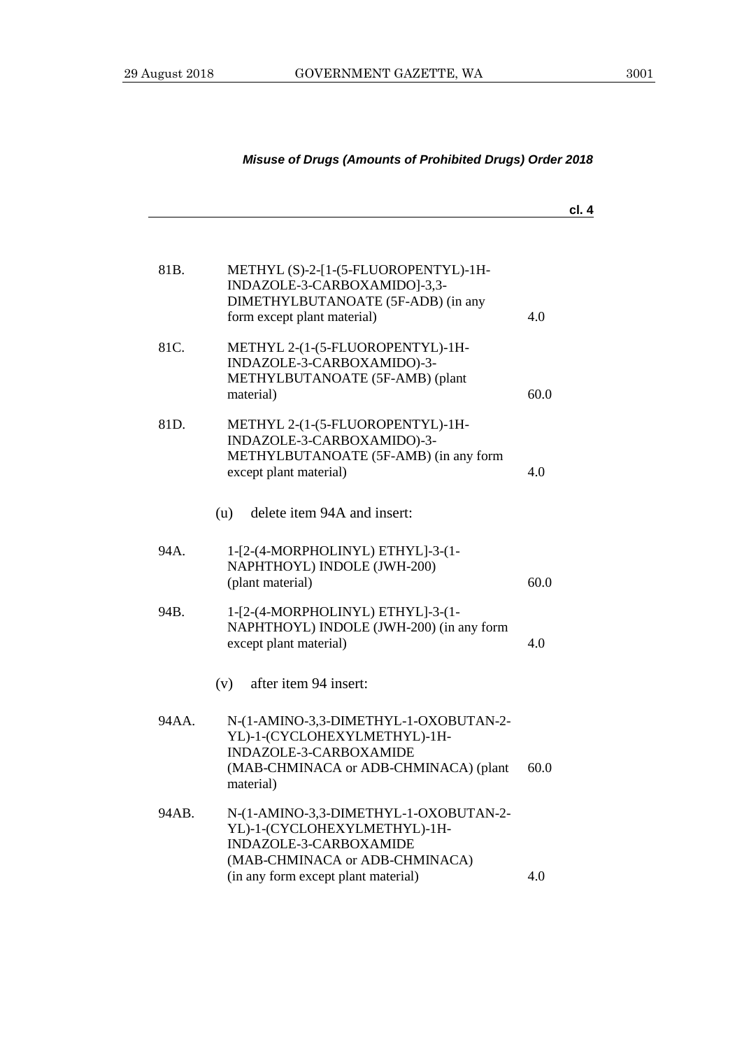*Misuse of Drugs (Amounts of Prohibited Drugs) Order 2018*

**cl. 4**

| | | |
|---|---|---|
| 81B. | METHYL (S)-2-[1-(5-FLUOROPENTYL)-1H-INDAZOLE-3-CARBOXAMIDO]-3,3-DIMETHYLBUTANOATE (5F-ADB) (in any form except plant material) | 4.0 |
| 81C. | METHYL 2-(1-(5-FLUOROPENTYL)-1H-INDAZOLE-3-CARBOXAMIDO)-3-METHYLBUTANOATE (5F-AMB) (plant material) | 60.0 |
| 81D. | METHYL 2-(1-(5-FLUOROPENTYL)-1H-INDAZOLE-3-CARBOXAMIDO)-3-METHYLBUTANOATE (5F-AMB) (in any form except plant material) | 4.0 |

(u) delete item 94A and insert:

| | | |
|---|---|---|
| 94A. | 1-[2-(4-MORPHOLINYL) ETHYL]-3-(1-NAPHTHOYL) INDOLE (JWH-200) (plant material) | 60.0 |
| 94B. | 1-[2-(4-MORPHOLINYL) ETHYL]-3-(1-NAPHTHOYL) INDOLE (JWH-200) (in any form except plant material) | 4.0 |

(v) after item 94 insert:

| | | |
|---|---|---|
| 94AA. | N-(1-AMINO-3,3-DIMETHYL-1-OXOBUTAN-2-YL)-1-(CYCLOHEXYLMETHYL)-1H-INDAZOLE-3-CARBOXAMIDE (MAB-CHMINACA or ADB-CHMINACA) (plant material) | 60.0 |
| 94AB. | N-(1-AMINO-3,3-DIMETHYL-1-OXOBUTAN-2-YL)-1-(CYCLOHEXYLMETHYL)-1H-INDAZOLE-3-CARBOXAMIDE (MAB-CHMINACA or ADB-CHMINACA) (in any form except plant material) | 4.0 |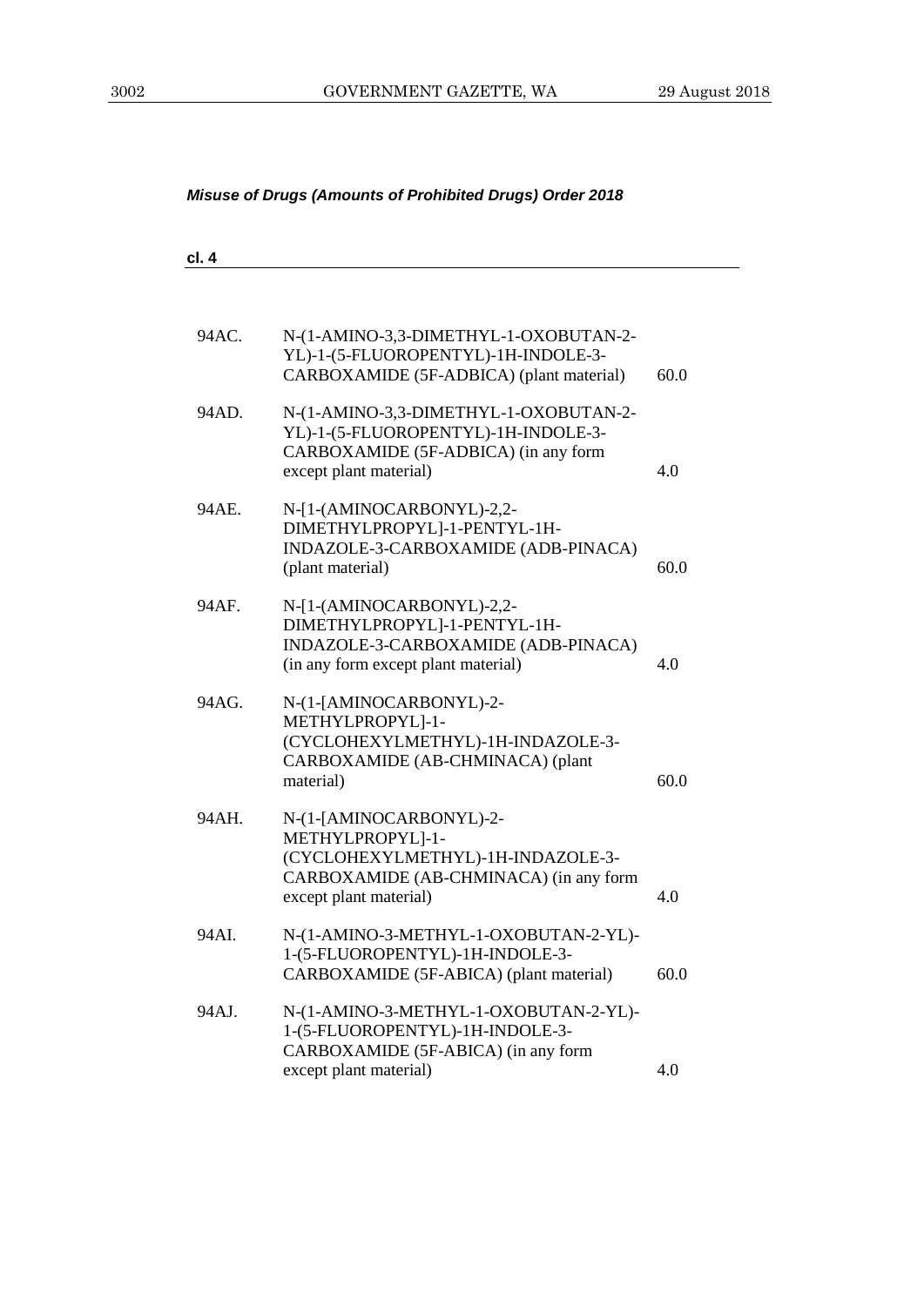*Misuse of Drugs (Amounts of Prohibited Drugs) Order 2018*

**cl. 4**

| | | |
|---|---|---|
| 94AC. | N-(1-AMINO-3,3-DIMETHYL-1-OXOBUTAN-2-YL)-1-(5-FLUOROPENTYL)-1H-INDOLE-3-CARBOXAMIDE (5F-ADBICA) (plant material) | 60.0 |
| 94AD. | N-(1-AMINO-3,3-DIMETHYL-1-OXOBUTAN-2-YL)-1-(5-FLUOROPENTYL)-1H-INDOLE-3-CARBOXAMIDE (5F-ADBICA) (in any form except plant material) | 4.0 |
| 94AE. | N-[1-(AMINOCARBONYL)-2,2-DIMETHYLPROPYL]-1-PENTYL-1H-INDAZOLE-3-CARBOXAMIDE (ADB-PINACA) (plant material) | 60.0 |
| 94AF. | N-[1-(AMINOCARBONYL)-2,2-DIMETHYLPROPYL]-1-PENTYL-1H-INDAZOLE-3-CARBOXAMIDE (ADB-PINACA) (in any form except plant material) | 4.0 |
| 94AG. | N-(1-[AMINOCARBONYL)-2-METHYLPROPYL]-1-(CYCLOHEXYLMETHYL)-1H-INDAZOLE-3-CARBOXAMIDE (AB-CHMINACA) (plant material) | 60.0 |
| 94AH. | N-(1-[AMINOCARBONYL)-2-METHYLPROPYL]-1-(CYCLOHEXYLMETHYL)-1H-INDAZOLE-3-CARBOXAMIDE (AB-CHMINACA) (in any form except plant material) | 4.0 |
| 94AI. | N-(1-AMINO-3-METHYL-1-OXOBUTAN-2-YL)-1-(5-FLUOROPENTYL)-1H-INDOLE-3-CARBOXAMIDE (5F-ABICA) (plant material) | 60.0 |
| 94AJ. | N-(1-AMINO-3-METHYL-1-OXOBUTAN-2-YL)-1-(5-FLUOROPENTYL)-1H-INDOLE-3-CARBOXAMIDE (5F-ABICA) (in any form except plant material) | 4.0 |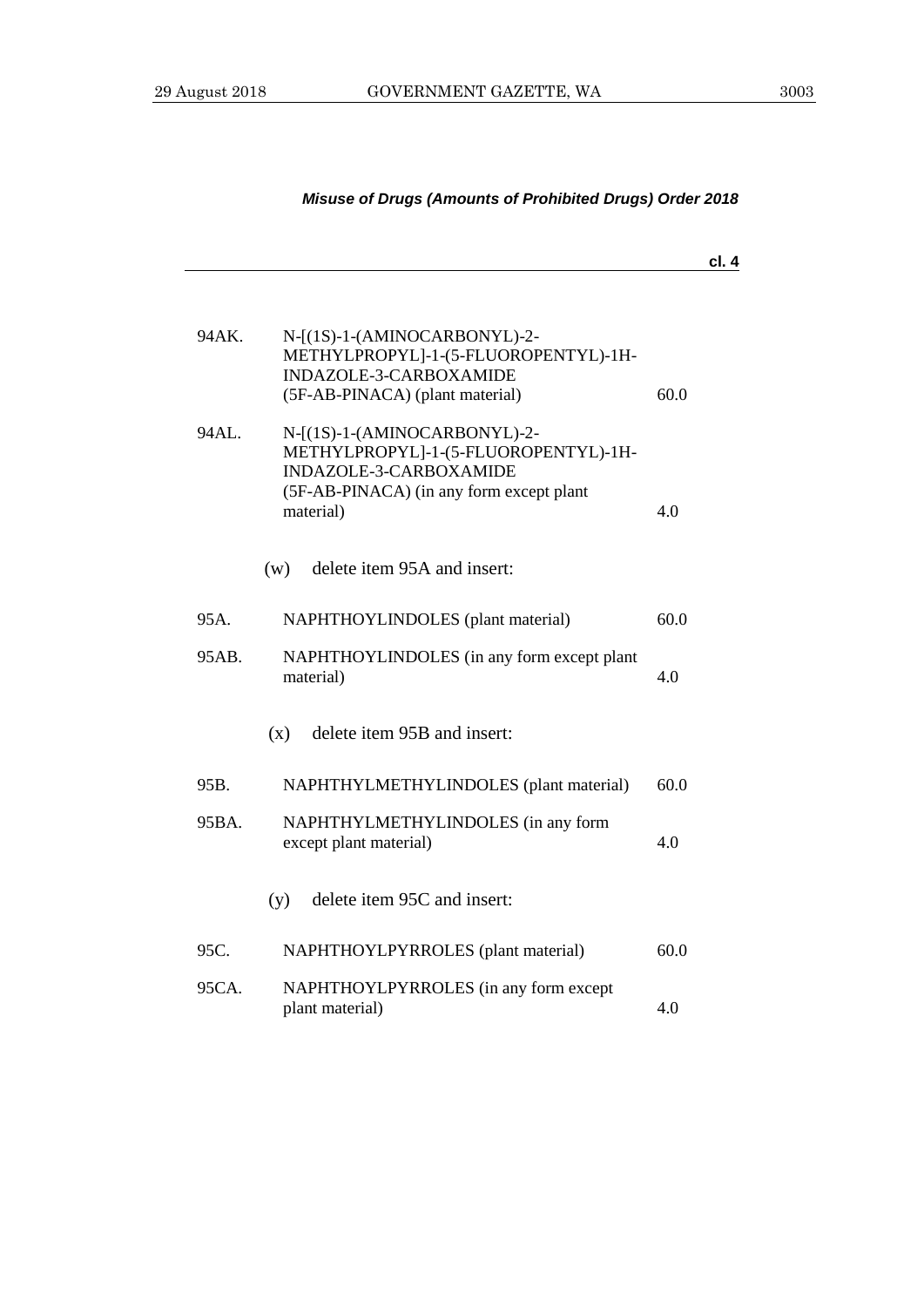*Misuse of Drugs (Amounts of Prohibited Drugs) Order 2018*

**cl. 4**

| | | |
|---|---|---|
| 94AK. | N-[(1S)-1-(AMINOCARBONYL)-2-METHYLPROPYL]-1-(5-FLUOROPENTYL)-1H-INDAZOLE-3-CARBOXAMIDE (5F-AB-PINACA) (plant material) | 60.0 |
| 94AL. | N-[(1S)-1-(AMINOCARBONYL)-2-METHYLPROPYL]-1-(5-FLUOROPENTYL)-1H-INDAZOLE-3-CARBOXAMIDE (5F-AB-PINACA) (in any form except plant material) | 4.0 |

(w) delete item 95A and insert:

| | | |
|---|---|---|
| 95A. | NAPHTHOYLINDOLES (plant material) | 60.0 |
| 95AB. | NAPHTHOYLINDOLES (in any form except plant material) | 4.0 |

(x) delete item 95B and insert:

| | | |
|---|---|---|
| 95B. | NAPHTHYLMETHYLINDOLES (plant material) | 60.0 |
| 95BA. | NAPHTHYLMETHYLINDOLES (in any form except plant material) | 4.0 |

(y) delete item 95C and insert:

| | | |
|---|---|---|
| 95C. | NAPHTHOYLPYRROLES (plant material) | 60.0 |
| 95CA. | NAPHTHOYLPYRROLES (in any form except plant material) | 4.0 |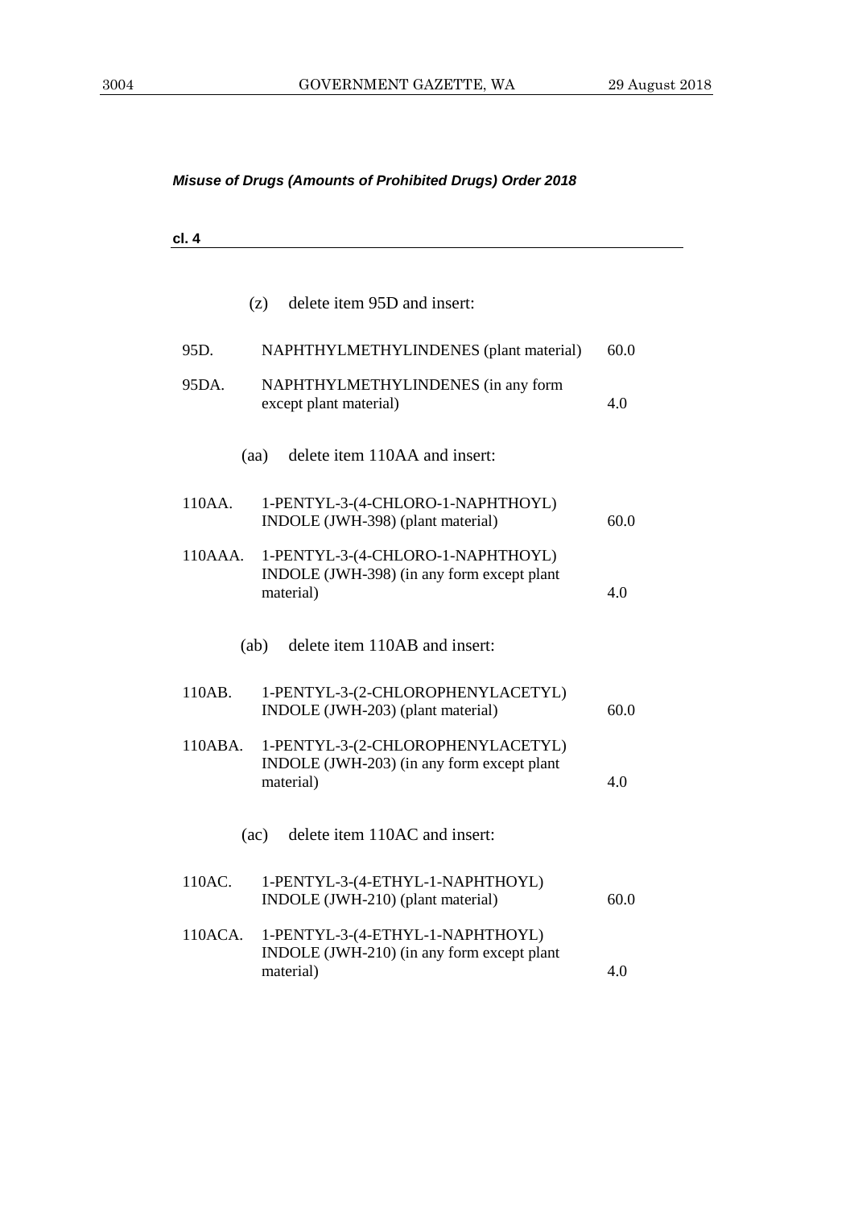*Misuse of Drugs (Amounts of Prohibited Drugs) Order 2018*

**cl. 4**

(z) delete item 95D and insert:

| | | |
|---|---|---|
| 95D. | NAPHTHYLMETHYLINDENES (plant material) | 60.0 |
| 95DA. | NAPHTHYLMETHYLINDENES (in any form except plant material) | 4.0 |

(aa) delete item 110AA and insert:

| | | |
|---|---|---|
| 110AA. | 1-PENTYL-3-(4-CHLORO-1-NAPHTHOYL) INDOLE (JWH-398) (plant material) | 60.0 |
| 110AAA. | 1-PENTYL-3-(4-CHLORO-1-NAPHTHOYL) INDOLE (JWH-398) (in any form except plant material) | 4.0 |

(ab) delete item 110AB and insert:

| | | |
|---|---|---|
| 110AB. | 1-PENTYL-3-(2-CHLOROPHENYLACETYL) INDOLE (JWH-203) (plant material) | 60.0 |
| 110ABA. | 1-PENTYL-3-(2-CHLOROPHENYLACETYL) INDOLE (JWH-203) (in any form except plant material) | 4.0 |

(ac) delete item 110AC and insert:

| | | |
|---|---|---|
| 110AC. | 1-PENTYL-3-(4-ETHYL-1-NAPHTHOYL) INDOLE (JWH-210) (plant material) | 60.0 |
| 110ACA. | 1-PENTYL-3-(4-ETHYL-1-NAPHTHOYL) INDOLE (JWH-210) (in any form except plant material) | 4.0 |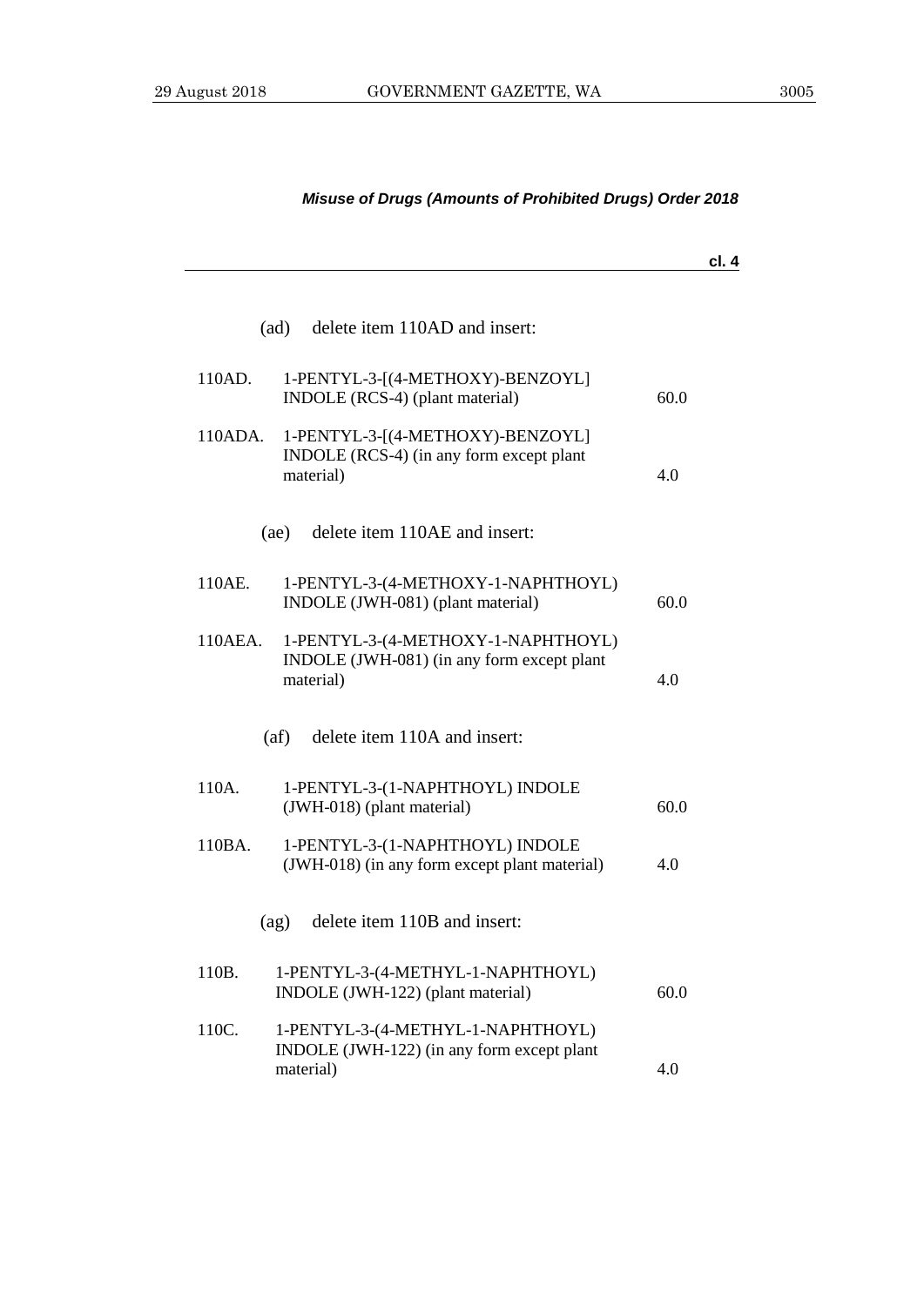*Misuse of Drugs (Amounts of Prohibited Drugs) Order 2018*

**cl. 4**

(ad) delete item 110AD and insert:

| | | |
|---|---|---|
| 110AD. | 1-PENTYL-3-[(4-METHOXY)-BENZOYL] INDOLE (RCS-4) (plant material) | 60.0 |
| 110ADA. | 1-PENTYL-3-[(4-METHOXY)-BENZOYL] INDOLE (RCS-4) (in any form except plant material) | 4.0 |

(ae) delete item 110AE and insert:

| | | |
|---|---|---|
| 110AE. | 1-PENTYL-3-(4-METHOXY-1-NAPHTHOYL) INDOLE (JWH-081) (plant material) | 60.0 |
| 110AEA. | 1-PENTYL-3-(4-METHOXY-1-NAPHTHOYL) INDOLE (JWH-081) (in any form except plant material) | 4.0 |

(af) delete item 110A and insert:

| | | |
|---|---|---|
| 110A. | 1-PENTYL-3-(1-NAPHTHOYL) INDOLE (JWH-018) (plant material) | 60.0 |
| 110BA. | 1-PENTYL-3-(1-NAPHTHOYL) INDOLE (JWH-018) (in any form except plant material) | 4.0 |

(ag) delete item 110B and insert:

| | | |
|---|---|---|
| 110B. | 1-PENTYL-3-(4-METHYL-1-NAPHTHOYL) INDOLE (JWH-122) (plant material) | 60.0 |
| 110C. | 1-PENTYL-3-(4-METHYL-1-NAPHTHOYL) INDOLE (JWH-122) (in any form except plant material) | 4.0 |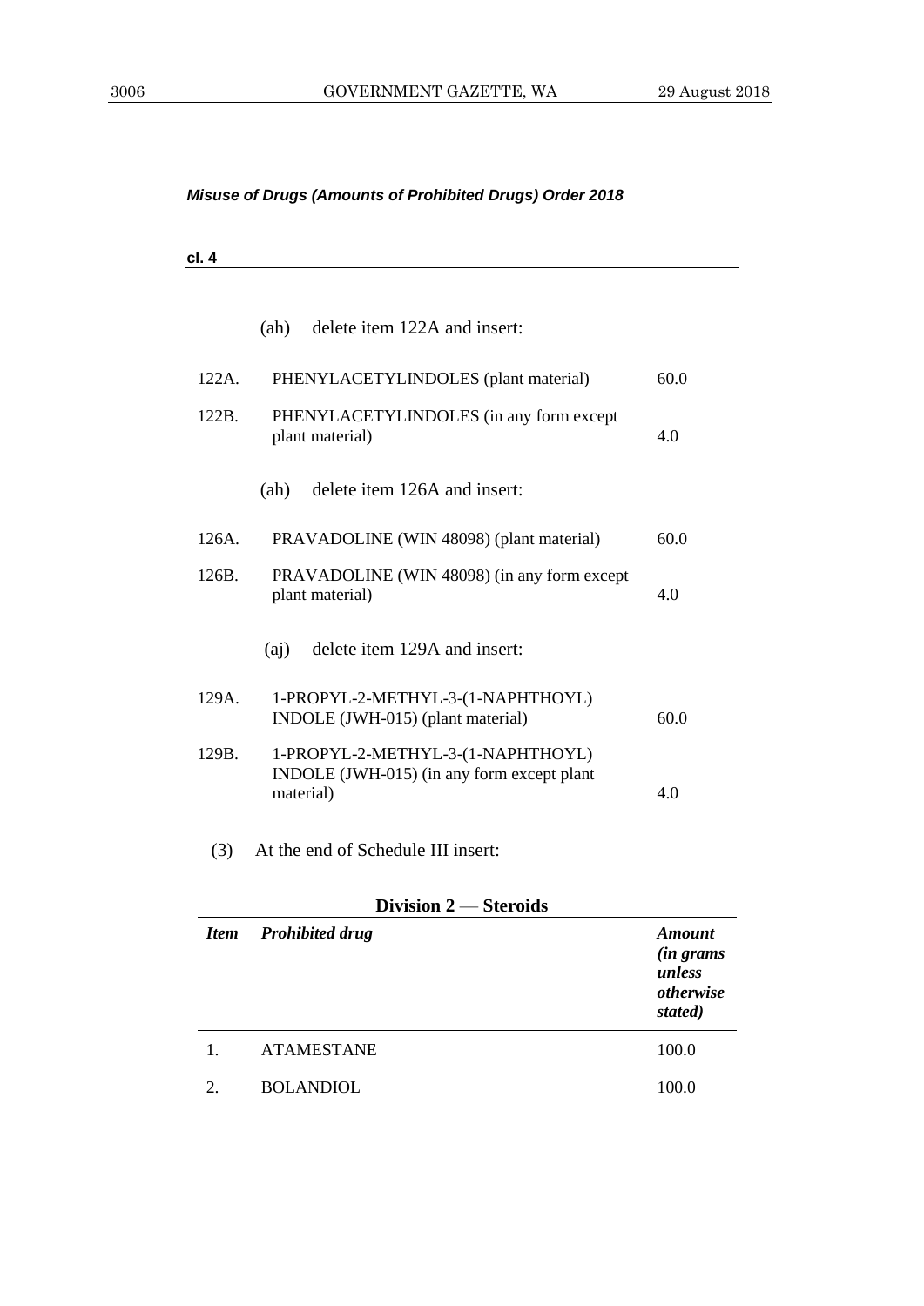*Misuse of Drugs (Amounts of Prohibited Drugs) Order 2018*

**cl. 4**

(ah) delete item 122A and insert:

| | | |
|---|---|---|
| 122A. | PHENYLACETYLINDOLES (plant material) | 60.0 |
| 122B. | PHENYLACETYLINDOLES (in any form except plant material) | 4.0 |

(ah) delete item 126A and insert:

| | | |
|---|---|---|
| 126A. | PRAVADOLINE (WIN 48098) (plant material) | 60.0 |
| 126B. | PRAVADOLINE (WIN 48098) (in any form except plant material) | 4.0 |

(aj) delete item 129A and insert:

| | | |
|---|---|---|
| 129A. | 1-PROPYL-2-METHYL-3-(1-NAPHTHOYL) INDOLE (JWH-015) (plant material) | 60.0 |
| 129B. | 1-PROPYL-2-METHYL-3-(1-NAPHTHOYL) INDOLE (JWH-015) (in any form except plant material) | 4.0 |

(3) At the end of Schedule III insert:

**Division 2 — Steroids**

| *Item* | *Prohibited drug* | *Amount (in grams unless otherwise stated)* |
|---|---|---|
| 1. | ATAMESTANE | 100.0 |
| 2. | BOLANDIOL | 100.0 |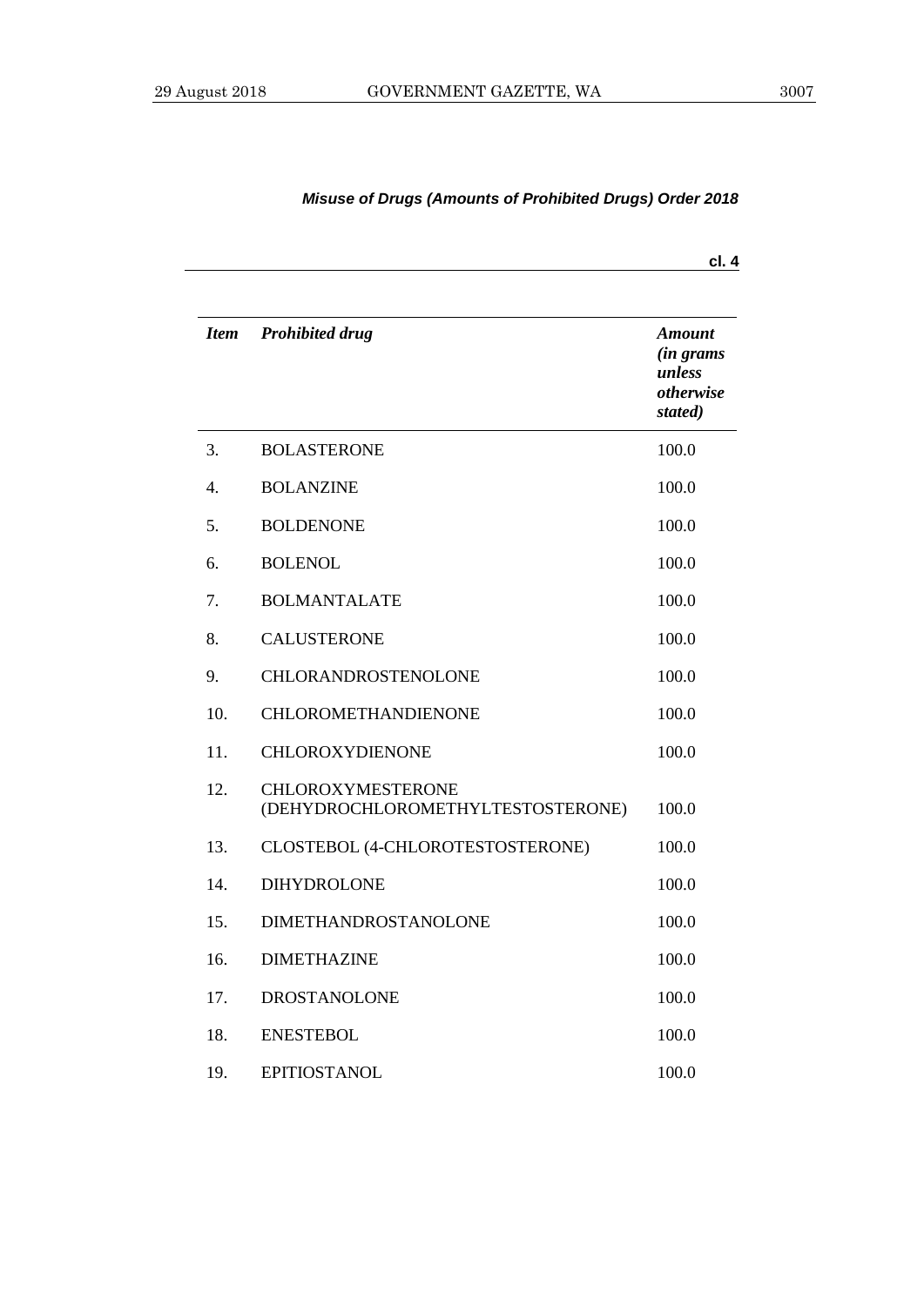*Misuse of Drugs (Amounts of Prohibited Drugs) Order 2018*

**cl. 4**

| *Item* | *Prohibited drug* | *Amount (in grams unless otherwise stated)* |
|---|---|---|
| 3. | BOLASTERONE | 100.0 |
| 4. | BOLANZINE | 100.0 |
| 5. | BOLDENONE | 100.0 |
| 6. | BOLENOL | 100.0 |
| 7. | BOLMANTALATE | 100.0 |
| 8. | CALUSTERONE | 100.0 |
| 9. | CHLORANDROSTENOLONE | 100.0 |
| 10. | CHLOROMETHANDIENONE | 100.0 |
| 11. | CHLOROXYDIENONE | 100.0 |
| 12. | CHLOROXYMESTERONE (DEHYDROCHLOROMETHYLTESTOSTERONE) | 100.0 |
| 13. | CLOSTEBOL (4-CHLOROTESTOSTERONE) | 100.0 |
| 14. | DIHYDROLONE | 100.0 |
| 15. | DIMETHANDROSTANOLONE | 100.0 |
| 16. | DIMETHAZINE | 100.0 |
| 17. | DROSTANOLONE | 100.0 |
| 18. | ENESTEBOL | 100.0 |
| 19. | EPITIOSTANOL | 100.0 |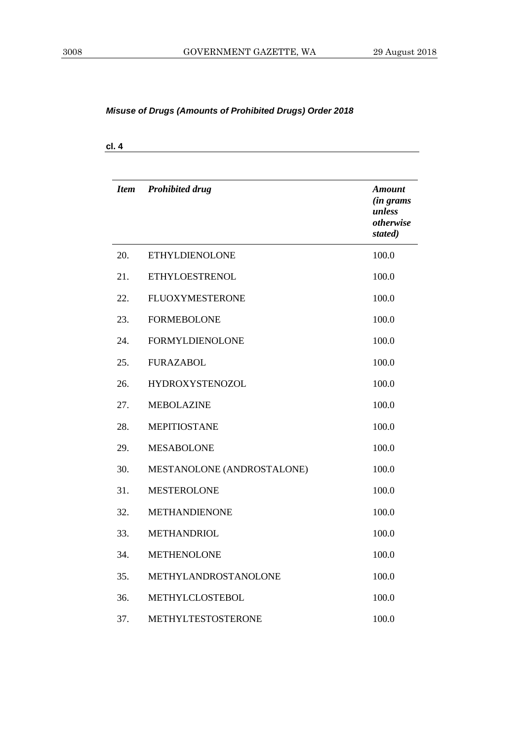*Misuse of Drugs (Amounts of Prohibited Drugs) Order 2018*

**cl. 4**

| *Item* | *Prohibited drug* | *Amount (in grams unless otherwise stated)* |
|---|---|---|
| 20. | ETHYLDIENOLONE | 100.0 |
| 21. | ETHYLOESTRENOL | 100.0 |
| 22. | FLUOXYMESTERONE | 100.0 |
| 23. | FORMEBOLONE | 100.0 |
| 24. | FORMYLDIENOLONE | 100.0 |
| 25. | FURAZABOL | 100.0 |
| 26. | HYDROXYSTENOZOL | 100.0 |
| 27. | MEBOLAZINE | 100.0 |
| 28. | MEPITIOSTANE | 100.0 |
| 29. | MESABOLONE | 100.0 |
| 30. | MESTANOLONE (ANDROSTALONE) | 100.0 |
| 31. | MESTEROLONE | 100.0 |
| 32. | METHANDIENONE | 100.0 |
| 33. | METHANDRIOL | 100.0 |
| 34. | METHENOLONE | 100.0 |
| 35. | METHYLANDROSTANOLONE | 100.0 |
| 36. | METHYLCLOSTEBOL | 100.0 |
| 37. | METHYLTESTOSTERONE | 100.0 |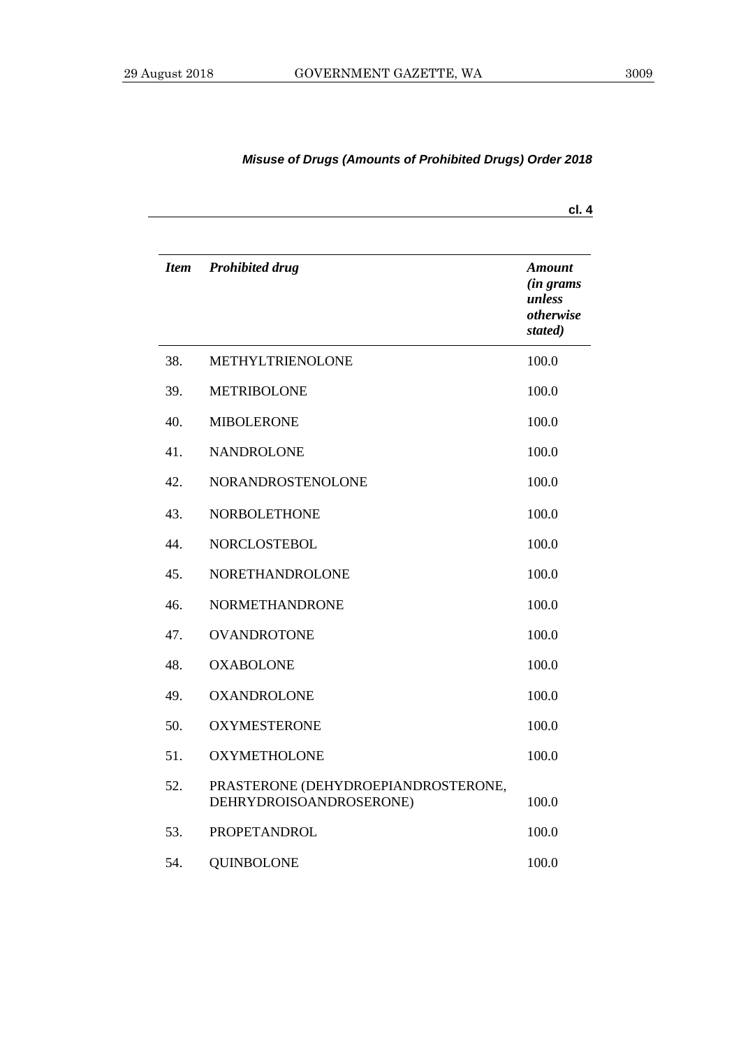| *Item* | *Prohibited drug* | *Amount (in grams unless otherwise stated)* |
|---|---|---|
| 38. | METHYLTRIENOLONE | 100.0 |
| 39. | METRIBOLONE | 100.0 |
| 40. | MIBOLERONE | 100.0 |
| 41. | NANDROLONE | 100.0 |
| 42. | NORANDROSTENOLONE | 100.0 |
| 43. | NORBOLETHONE | 100.0 |
| 44. | NORCLOSTEBOL | 100.0 |
| 45. | NORETHANDROLONE | 100.0 |
| 46. | NORMETHANDRONE | 100.0 |
| 47. | OVANDROTONE | 100.0 |
| 48. | OXABOLONE | 100.0 |
| 49. | OXANDROLONE | 100.0 |
| 50. | OXYMESTERONE | 100.0 |
| 51. | OXYMETHOLONE | 100.0 |
| 52. | PRASTERONE (DEHYDROEPIANDROSTERONE, DEHRYDROISOANDROSERONE) | 100.0 |
| 53. | PROPETANDROL | 100.0 |
| 54. | QUINBOLONE | 100.0 |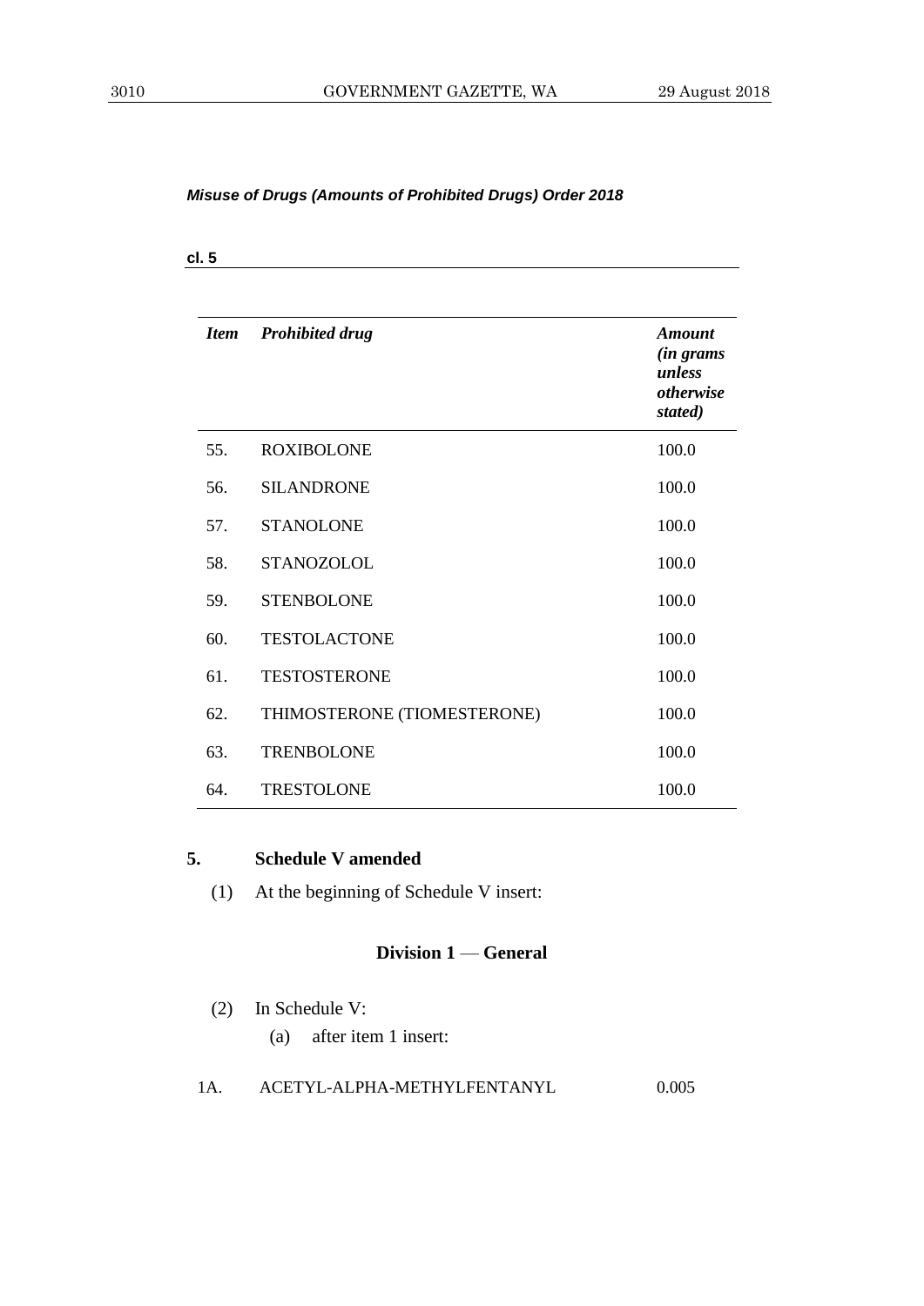*Misuse of Drugs (Amounts of Prohibited Drugs) Order 2018*

**cl. 5**

| *Item* | *Prohibited drug* | *Amount (in grams unless otherwise stated)* |
|---|---|---|
| 55. | ROXIBOLONE | 100.0 |
| 56. | SILANDRONE | 100.0 |
| 57. | STANOLONE | 100.0 |
| 58. | STANOZOLOL | 100.0 |
| 59. | STENBOLONE | 100.0 |
| 60. | TESTOLACTONE | 100.0 |
| 61. | TESTOSTERONE | 100.0 |
| 62. | THIMOSTERONE (TIOMESTERONE) | 100.0 |
| 63. | TRENBOLONE | 100.0 |
| 64. | TRESTOLONE | 100.0 |

## 5. Schedule V amended

(1) At the beginning of Schedule V insert:

**Division 1 — General**

(2) In Schedule V:

(a) after item 1 insert:

| | | |
|---|---|---|
| 1A. | ACETYL-ALPHA-METHYLFENTANYL | 0.005 |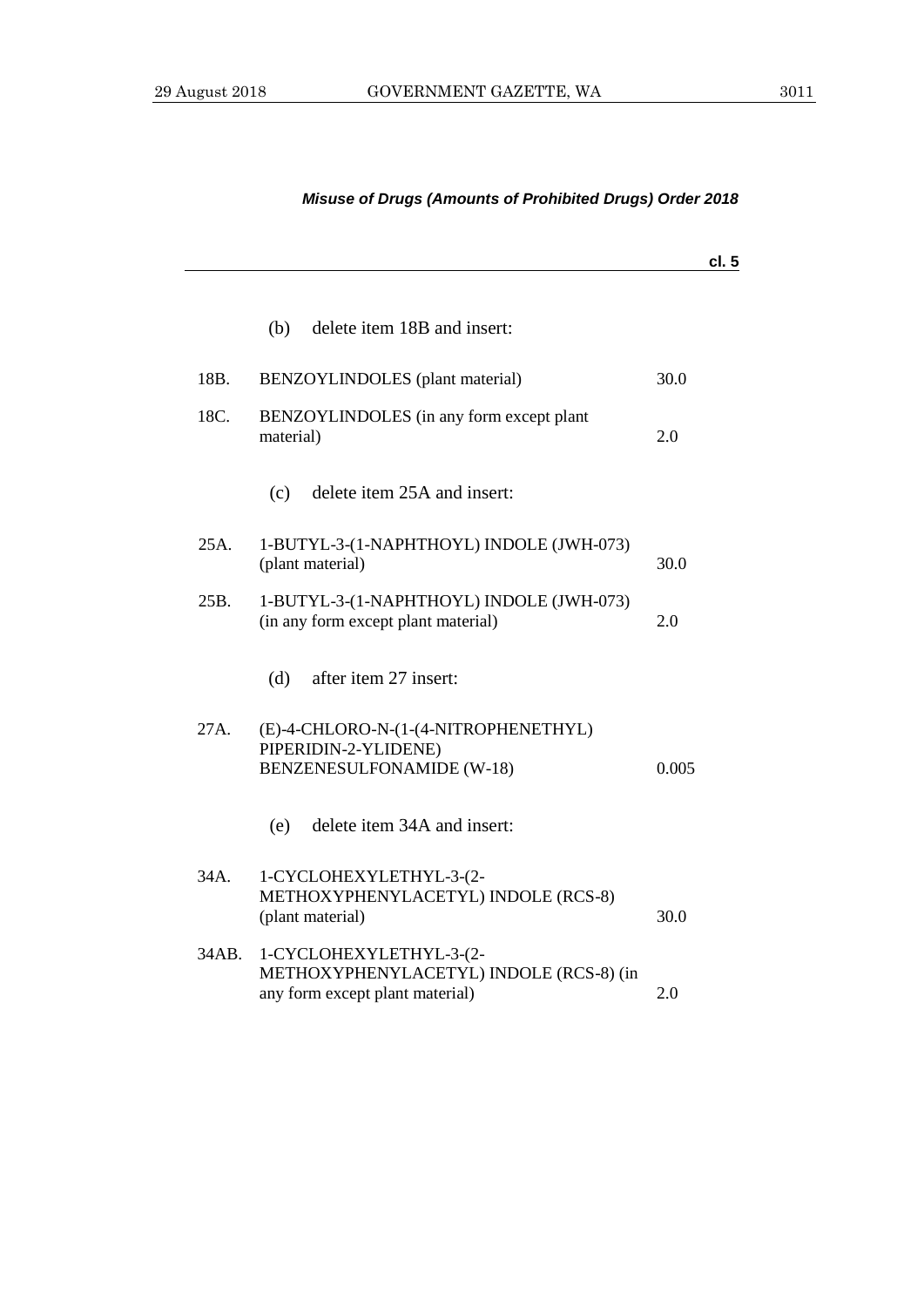*Misuse of Drugs (Amounts of Prohibited Drugs) Order 2018*

**cl. 5**

(b) delete item 18B and insert:

| | | |
|---|---|---|
| 18B. | BENZOYLINDOLES (plant material) | 30.0 |
| 18C. | BENZOYLINDOLES (in any form except plant material) | 2.0 |

(c) delete item 25A and insert:

| | | |
|---|---|---|
| 25A. | 1-BUTYL-3-(1-NAPHTHOYL) INDOLE (JWH-073) (plant material) | 30.0 |
| 25B. | 1-BUTYL-3-(1-NAPHTHOYL) INDOLE (JWH-073) (in any form except plant material) | 2.0 |

(d) after item 27 insert:

| | | |
|---|---|---|
| 27A. | (E)-4-CHLORO-N-(1-(4-NITROPHENETHYL) PIPERIDIN-2-YLIDENE) BENZENESULFONAMIDE (W-18) | 0.005 |

(e) delete item 34A and insert:

| | | |
|---|---|---|
| 34A. | 1-CYCLOHEXYLETHYL-3-(2-METHOXYPHENYLACETYL) INDOLE (RCS-8) (plant material) | 30.0 |
| 34AB. | 1-CYCLOHEXYLETHYL-3-(2-METHOXYPHENYLACETYL) INDOLE (RCS-8) (in any form except plant material) | 2.0 |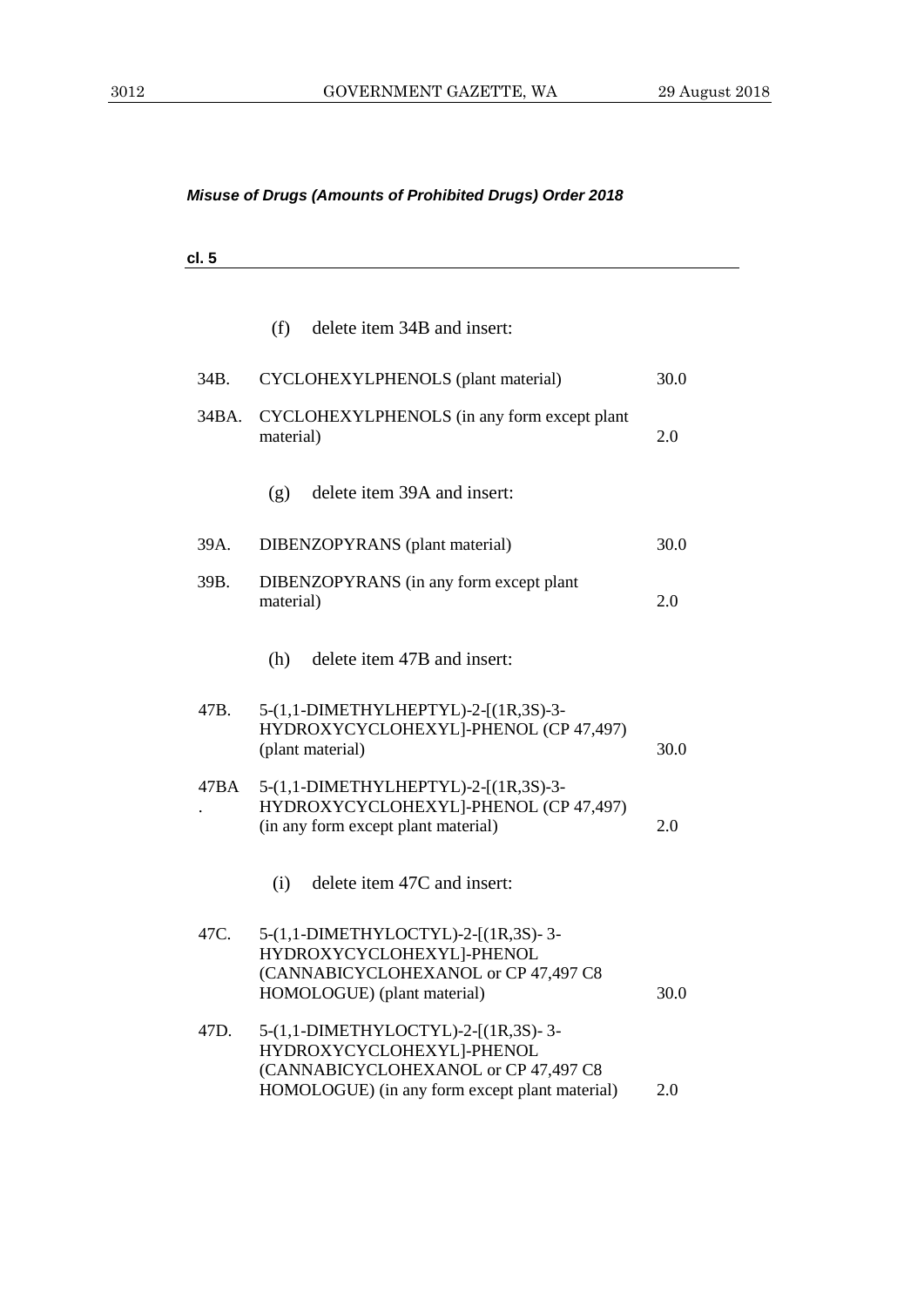*Misuse of Drugs (Amounts of Prohibited Drugs) Order 2018*

**cl. 5**

(f) delete item 34B and insert:

| | | |
|---|---|---|
| 34B. | CYCLOHEXYLPHENOLS (plant material) | 30.0 |
| 34BA. | CYCLOHEXYLPHENOLS (in any form except plant material) | 2.0 |

(g) delete item 39A and insert:

| | | |
|---|---|---|
| 39A. | DIBENZOPYRANS (plant material) | 30.0 |
| 39B. | DIBENZOPYRANS (in any form except plant material) | 2.0 |

(h) delete item 47B and insert:

| | | |
|---|---|---|
| 47B. | 5-(1,1-DIMETHYLHEPTYL)-2-[(1R,3S)-3-HYDROXYCYCLOHEXYL]-PHENOL (CP 47,497) (plant material) | 30.0 |
| 47BA. | 5-(1,1-DIMETHYLHEPTYL)-2-[(1R,3S)-3-HYDROXYCYCLOHEXYL]-PHENOL (CP 47,497) (in any form except plant material) | 2.0 |

(i) delete item 47C and insert:

| | | |
|---|---|---|
| 47C. | 5-(1,1-DIMETHYLOCTYL)-2-[(1R,3S)- 3-HYDROXYCYCLOHEXYL]-PHENOL (CANNABICYCLOHEXANOL or CP 47,497 C8 HOMOLOGUE) (plant material) | 30.0 |
| 47D. | 5-(1,1-DIMETHYLOCTYL)-2-[(1R,3S)- 3-HYDROXYCYCLOHEXYL]-PHENOL (CANNABICYCLOHEXANOL or CP 47,497 C8 HOMOLOGUE) (in any form except plant material) | 2.0 |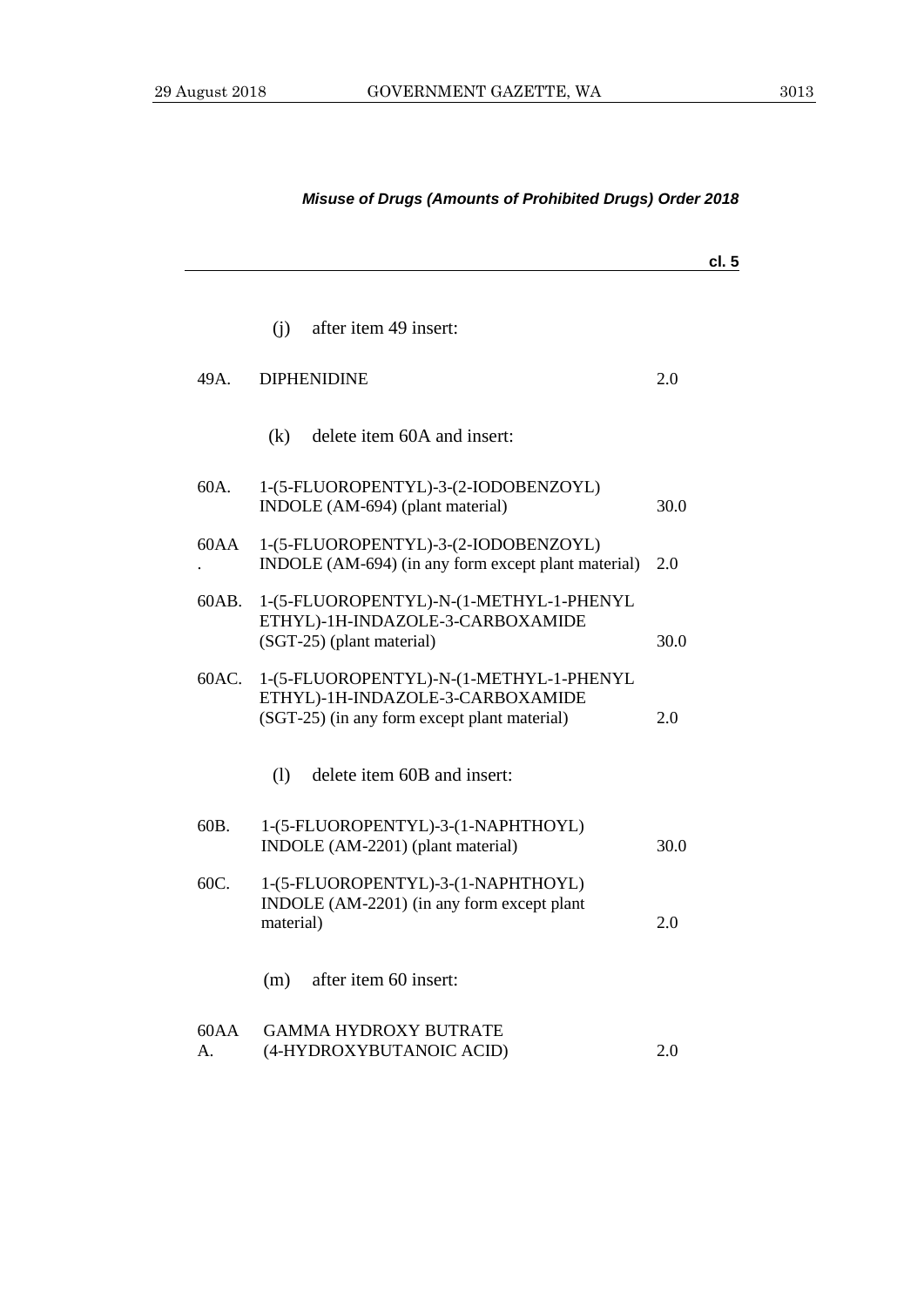*Misuse of Drugs (Amounts of Prohibited Drugs) Order 2018*

**cl. 5**

(j) after item 49 insert:

| | | |
|---|---|---|
| 49A. | DIPHENIDINE | 2.0 |

(k) delete item 60A and insert:

| | | |
|---|---|---|
| 60A. | 1-(5-FLUOROPENTYL)-3-(2-IODOBENZOYL) INDOLE (AM-694) (plant material) | 30.0 |
| 60AA. | 1-(5-FLUOROPENTYL)-3-(2-IODOBENZOYL) INDOLE (AM-694) (in any form except plant material) | 2.0 |
| 60AB. | 1-(5-FLUOROPENTYL)-N-(1-METHYL-1-PHENYL ETHYL)-1H-INDAZOLE-3-CARBOXAMIDE (SGT-25) (plant material) | 30.0 |
| 60AC. | 1-(5-FLUOROPENTYL)-N-(1-METHYL-1-PHENYL ETHYL)-1H-INDAZOLE-3-CARBOXAMIDE (SGT-25) (in any form except plant material) | 2.0 |

(l) delete item 60B and insert:

| | | |
|---|---|---|
| 60B. | 1-(5-FLUOROPENTYL)-3-(1-NAPHTHOYL) INDOLE (AM-2201) (plant material) | 30.0 |
| 60C. | 1-(5-FLUOROPENTYL)-3-(1-NAPHTHOYL) INDOLE (AM-2201) (in any form except plant material) | 2.0 |

(m) after item 60 insert:

| | | |
|---|---|---|
| 60AAA. | GAMMA HYDROXY BUTRATE (4-HYDROXYBUTANOIC ACID) | 2.0 |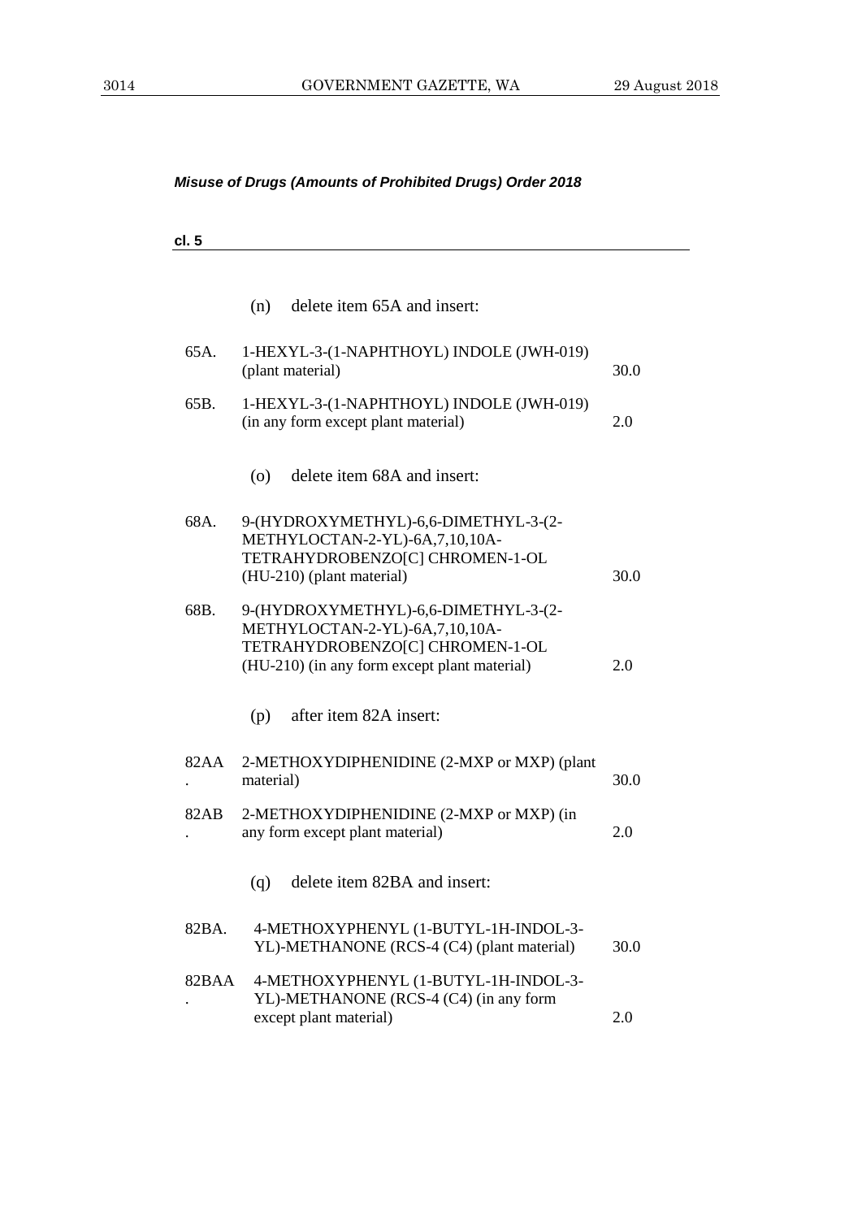***Misuse of Drugs (Amounts of Prohibited Drugs) Order 2018***

**cl. 5**

(n) delete item 65A and insert:

| | | |
|---|---|---|
| 65A. | 1-HEXYL-3-(1-NAPHTHOYL) INDOLE (JWH-019) (plant material) | 30.0 |
| 65B. | 1-HEXYL-3-(1-NAPHTHOYL) INDOLE (JWH-019) (in any form except plant material) | 2.0 |

(o) delete item 68A and insert:

| | | |
|---|---|---|
| 68A. | 9-(HYDROXYMETHYL)-6,6-DIMETHYL-3-(2-METHYLOCTAN-2-YL)-6A,7,10,10A-TETRAHYDROBENZO[C] CHROMEN-1-OL (HU-210) (plant material) | 30.0 |
| 68B. | 9-(HYDROXYMETHYL)-6,6-DIMETHYL-3-(2-METHYLOCTAN-2-YL)-6A,7,10,10A-TETRAHYDROBENZO[C] CHROMEN-1-OL (HU-210) (in any form except plant material) | 2.0 |

(p) after item 82A insert:

| | | |
|---|---|---|
| 82AA. | 2-METHOXYDIPHENIDINE (2-MXP or MXP) (plant material) | 30.0 |
| 82AB. | 2-METHOXYDIPHENIDINE (2-MXP or MXP) (in any form except plant material) | 2.0 |

(q) delete item 82BA and insert:

| | | |
|---|---|---|
| 82BA. | 4-METHOXYPHENYL (1-BUTYL-1H-INDOL-3-YL)-METHANONE (RCS-4 (C4) (plant material) | 30.0 |
| 82BAA. | 4-METHOXYPHENYL (1-BUTYL-1H-INDOL-3-YL)-METHANONE (RCS-4 (C4) (in any form except plant material) | 2.0 |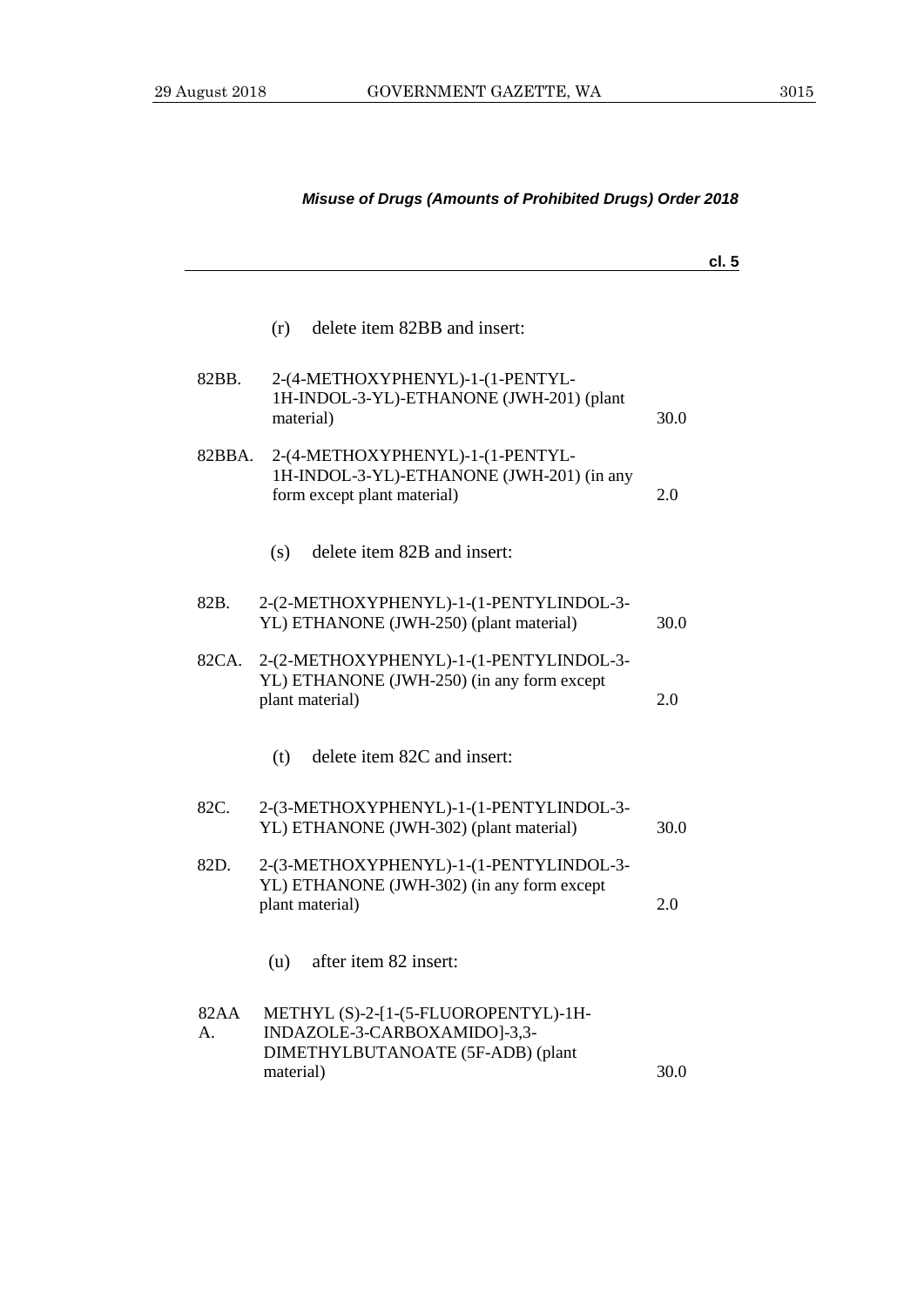*Misuse of Drugs (Amounts of Prohibited Drugs) Order 2018*

**cl. 5**

(r) delete item 82BB and insert:

| | | |
|---|---|---|
| 82BB. | 2-(4-METHOXYPHENYL)-1-(1-PENTYL-1H-INDOL-3-YL)-ETHANONE (JWH-201) (plant material) | 30.0 |
| 82BBA. | 2-(4-METHOXYPHENYL)-1-(1-PENTYL-1H-INDOL-3-YL)-ETHANONE (JWH-201) (in any form except plant material) | 2.0 |

(s) delete item 82B and insert:

| | | |
|---|---|---|
| 82B. | 2-(2-METHOXYPHENYL)-1-(1-PENTYLINDOL-3-YL) ETHANONE (JWH-250) (plant material) | 30.0 |
| 82CA. | 2-(2-METHOXYPHENYL)-1-(1-PENTYLINDOL-3-YL) ETHANONE (JWH-250) (in any form except plant material) | 2.0 |

(t) delete item 82C and insert:

| | | |
|---|---|---|
| 82C. | 2-(3-METHOXYPHENYL)-1-(1-PENTYLINDOL-3-YL) ETHANONE (JWH-302) (plant material) | 30.0 |
| 82D. | 2-(3-METHOXYPHENYL)-1-(1-PENTYLINDOL-3-YL) ETHANONE (JWH-302) (in any form except plant material) | 2.0 |

(u) after item 82 insert:

| | | |
|---|---|---|
| 82AA A. | METHYL (S)-2-[1-(5-FLUOROPENTYL)-1H-INDAZOLE-3-CARBOXAMIDO]-3,3-DIMETHYLBUTANOATE (5F-ADB) (plant material) | 30.0 |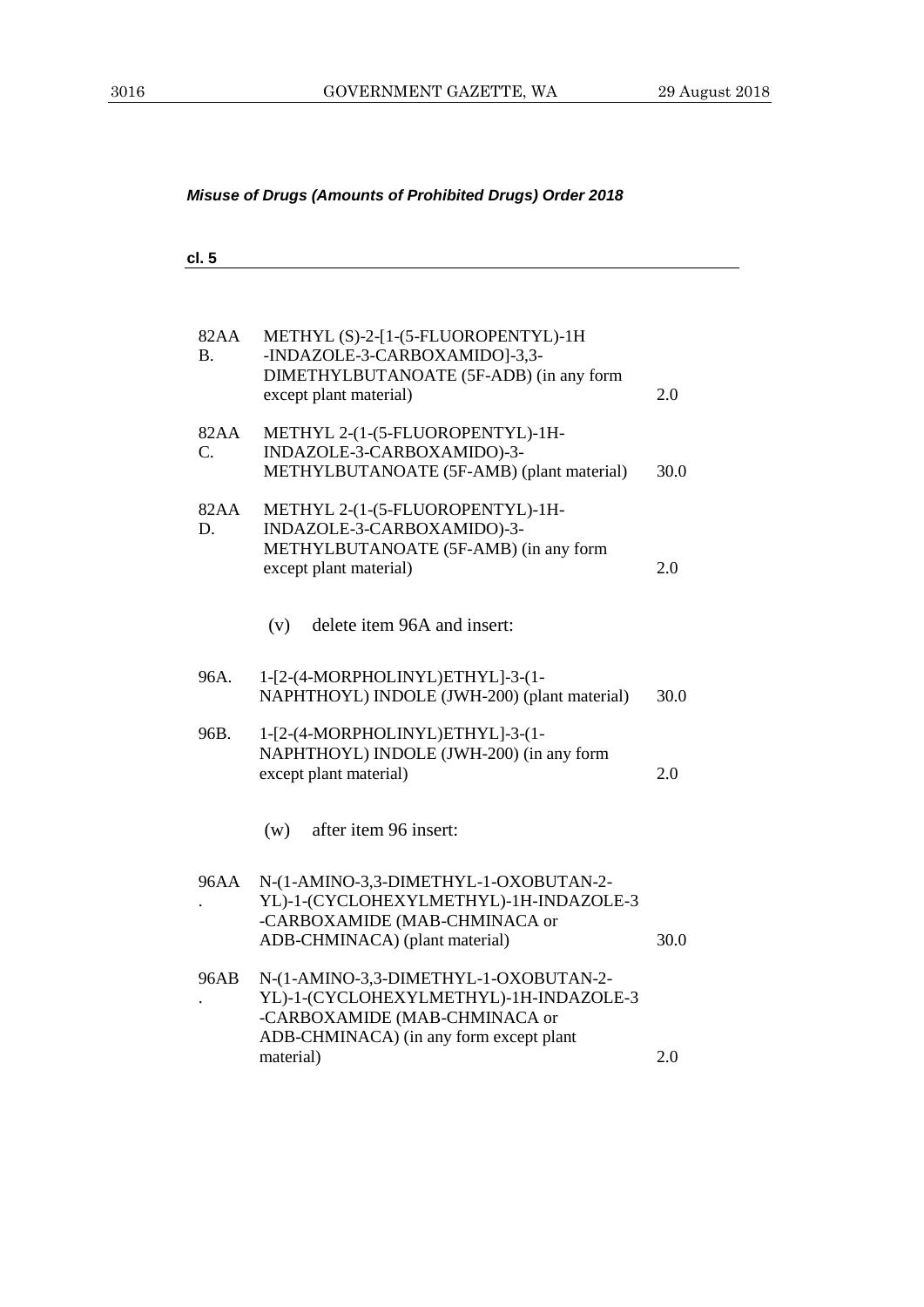*Misuse of Drugs (Amounts of Prohibited Drugs) Order 2018*

**cl. 5**

| | | |
|---|---|---|
| 82AA B. | METHYL (S)-2-[1-(5-FLUOROPENTYL)-1H -INDAZOLE-3-CARBOXAMIDO]-3,3-DIMETHYLBUTANOATE (5F-ADB) (in any form except plant material) | 2.0 |
| 82AA C. | METHYL 2-(1-(5-FLUOROPENTYL)-1H-INDAZOLE-3-CARBOXAMIDO)-3-METHYLBUTANOATE (5F-AMB) (plant material) | 30.0 |
| 82AA D. | METHYL 2-(1-(5-FLUOROPENTYL)-1H-INDAZOLE-3-CARBOXAMIDO)-3-METHYLBUTANOATE (5F-AMB) (in any form except plant material) | 2.0 |

(v) delete item 96A and insert:

| | | |
|---|---|---|
| 96A. | 1-[2-(4-MORPHOLINYL)ETHYL]-3-(1-NAPHTHOYL) INDOLE (JWH-200) (plant material) | 30.0 |
| 96B. | 1-[2-(4-MORPHOLINYL)ETHYL]-3-(1-NAPHTHOYL) INDOLE (JWH-200) (in any form except plant material) | 2.0 |

(w) after item 96 insert:

| | | |
|---|---|---|
| 96AA. | N-(1-AMINO-3,3-DIMETHYL-1-OXOBUTAN-2-YL)-1-(CYCLOHEXYLMETHYL)-1H-INDAZOLE-3 -CARBOXAMIDE (MAB-CHMINACA or ADB-CHMINACA) (plant material) | 30.0 |
| 96AB. | N-(1-AMINO-3,3-DIMETHYL-1-OXOBUTAN-2-YL)-1-(CYCLOHEXYLMETHYL)-1H-INDAZOLE-3 -CARBOXAMIDE (MAB-CHMINACA or ADB-CHMINACA) (in any form except plant material) | 2.0 |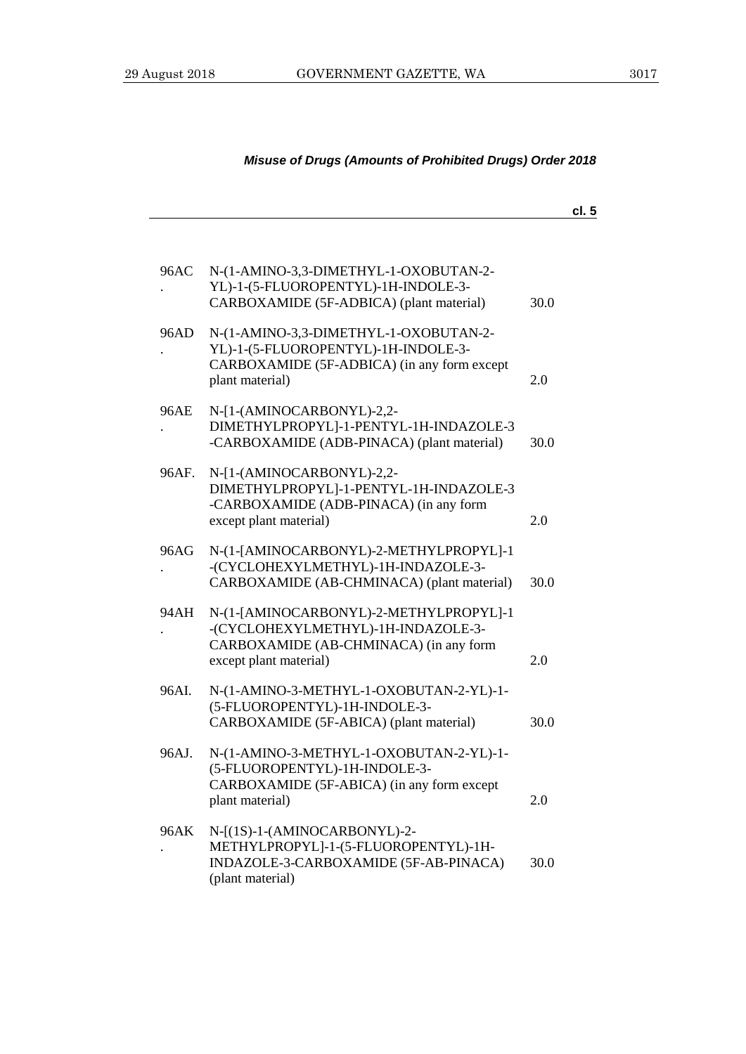*Misuse of Drugs (Amounts of Prohibited Drugs) Order 2018*

**cl. 5**

| | | |
|---|---|---|
| 96AC. | N-(1-AMINO-3,3-DIMETHYL-1-OXOBUTAN-2-YL)-1-(5-FLUOROPENTYL)-1H-INDOLE-3-CARBOXAMIDE (5F-ADBICA) (plant material) | 30.0 |
| 96AD. | N-(1-AMINO-3,3-DIMETHYL-1-OXOBUTAN-2-YL)-1-(5-FLUOROPENTYL)-1H-INDOLE-3-CARBOXAMIDE (5F-ADBICA) (in any form except plant material) | 2.0 |
| 96AE. | N-[1-(AMINOCARBONYL)-2,2-DIMETHYLPROPYL]-1-PENTYL-1H-INDAZOLE-3-CARBOXAMIDE (ADB-PINACA) (plant material) | 30.0 |
| 96AF. | N-[1-(AMINOCARBONYL)-2,2-DIMETHYLPROPYL]-1-PENTYL-1H-INDAZOLE-3-CARBOXAMIDE (ADB-PINACA) (in any form except plant material) | 2.0 |
| 96AG. | N-(1-[AMINOCARBONYL)-2-METHYLPROPYL]-1-(CYCLOHEXYLMETHYL)-1H-INDAZOLE-3-CARBOXAMIDE (AB-CHMINACA) (plant material) | 30.0 |
| 94AH. | N-(1-[AMINOCARBONYL)-2-METHYLPROPYL]-1-(CYCLOHEXYLMETHYL)-1H-INDAZOLE-3-CARBOXAMIDE (AB-CHMINACA) (in any form except plant material) | 2.0 |
| 96AI. | N-(1-AMINO-3-METHYL-1-OXOBUTAN-2-YL)-1-(5-FLUOROPENTYL)-1H-INDOLE-3-CARBOXAMIDE (5F-ABICA) (plant material) | 30.0 |
| 96AJ. | N-(1-AMINO-3-METHYL-1-OXOBUTAN-2-YL)-1-(5-FLUOROPENTYL)-1H-INDOLE-3-CARBOXAMIDE (5F-ABICA) (in any form except plant material) | 2.0 |
| 96AK. | N-[(1S)-1-(AMINOCARBONYL)-2-METHYLPROPYL]-1-(5-FLUOROPENTYL)-1H-INDAZOLE-3-CARBOXAMIDE (5F-AB-PINACA) (plant material) | 30.0 |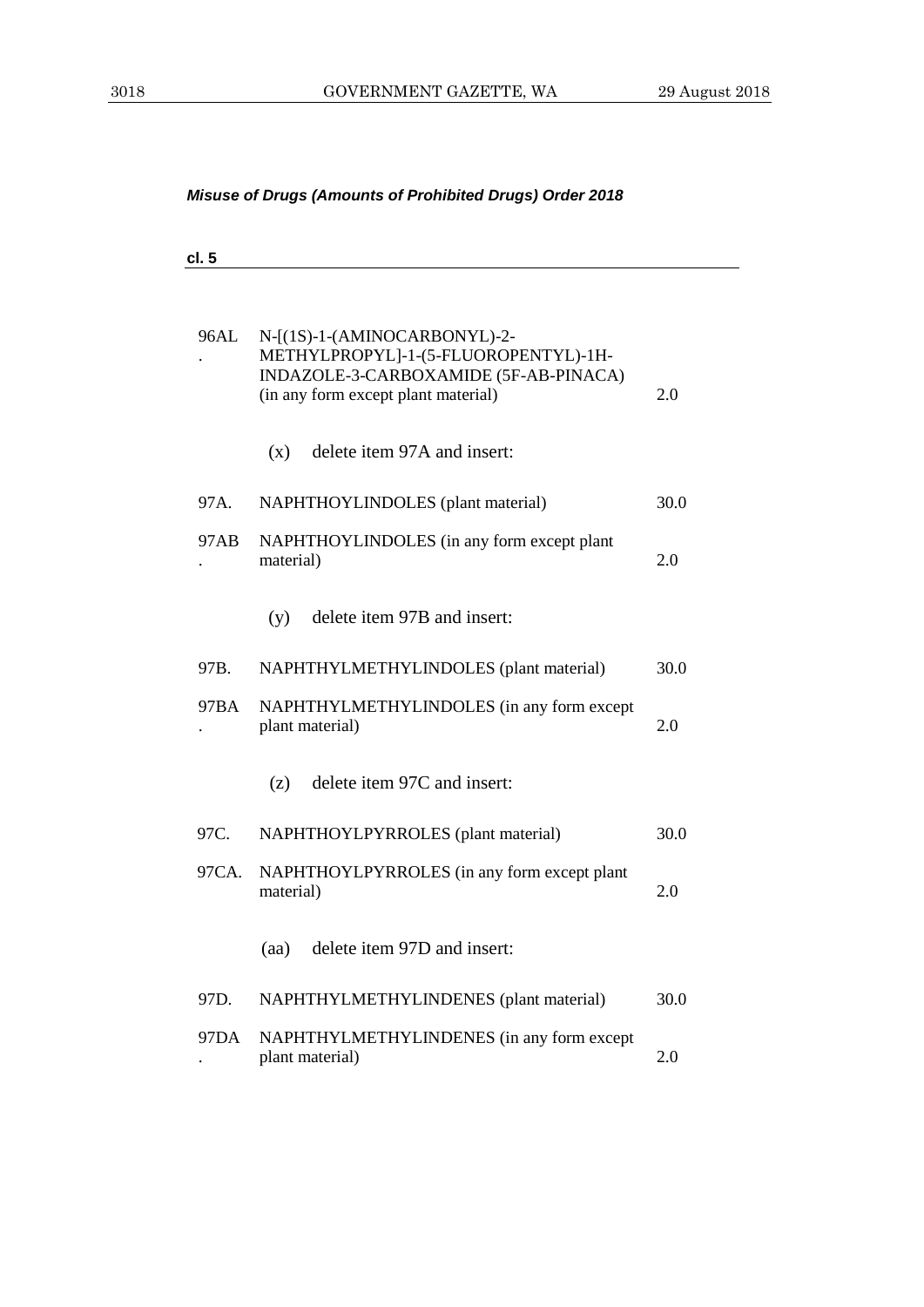*Misuse of Drugs (Amounts of Prohibited Drugs) Order 2018*

**cl. 5**

| | | |
|---|---|---|
| 96AL. | N-[(1S)-1-(AMINOCARBONYL)-2-METHYLPROPYL]-1-(5-FLUOROPENTYL)-1H-INDAZOLE-3-CARBOXAMIDE (5F-AB-PINACA) (in any form except plant material) | 2.0 |

(x) delete item 97A and insert:

| | | |
|---|---|---|
| 97A. | NAPHTHOYLINDOLES (plant material) | 30.0 |
| 97AB. | NAPHTHOYLINDOLES (in any form except plant material) | 2.0 |

(y) delete item 97B and insert:

| | | |
|---|---|---|
| 97B. | NAPHTHYLMETHYLINDOLES (plant material) | 30.0 |
| 97BA. | NAPHTHYLMETHYLINDOLES (in any form except plant material) | 2.0 |

(z) delete item 97C and insert:

| | | |
|---|---|---|
| 97C. | NAPHTHOYLPYRROLES (plant material) | 30.0 |
| 97CA. | NAPHTHOYLPYRROLES (in any form except plant material) | 2.0 |

(aa) delete item 97D and insert:

| | | |
|---|---|---|
| 97D. | NAPHTHYLMETHYLINDENES (plant material) | 30.0 |
| 97DA. | NAPHTHYLMETHYLINDENES (in any form except plant material) | 2.0 |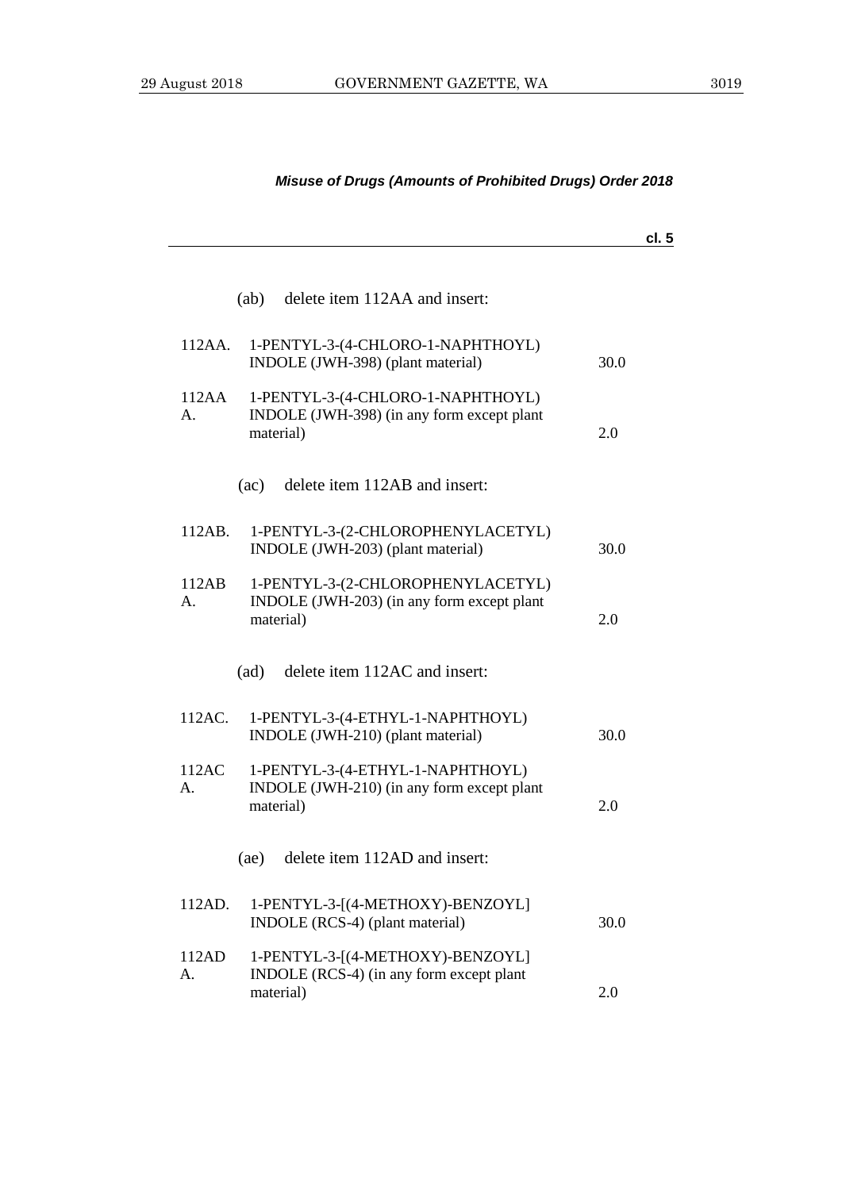(ab) delete item 112AA and insert:

| | | |
|---|---|---|
| 112AA. | 1-PENTYL-3-(4-CHLORO-1-NAPHTHOYL) INDOLE (JWH-398) (plant material) | 30.0 |
| 112AAA. | 1-PENTYL-3-(4-CHLORO-1-NAPHTHOYL) INDOLE (JWH-398) (in any form except plant material) | 2.0 |

(ac) delete item 112AB and insert:

| | | |
|---|---|---|
| 112AB. | 1-PENTYL-3-(2-CHLOROPHENYLACETYL) INDOLE (JWH-203) (plant material) | 30.0 |
| 112ABA. | 1-PENTYL-3-(2-CHLOROPHENYLACETYL) INDOLE (JWH-203) (in any form except plant material) | 2.0 |

(ad) delete item 112AC and insert:

| | | |
|---|---|---|
| 112AC. | 1-PENTYL-3-(4-ETHYL-1-NAPHTHOYL) INDOLE (JWH-210) (plant material) | 30.0 |
| 112ACA. | 1-PENTYL-3-(4-ETHYL-1-NAPHTHOYL) INDOLE (JWH-210) (in any form except plant material) | 2.0 |

(ae) delete item 112AD and insert:

| | | |
|---|---|---|
| 112AD. | 1-PENTYL-3-[(4-METHOXY)-BENZOYL] INDOLE (RCS-4) (plant material) | 30.0 |
| 112ADA. | 1-PENTYL-3-[(4-METHOXY)-BENZOYL] INDOLE (RCS-4) (in any form except plant material) | 2.0 |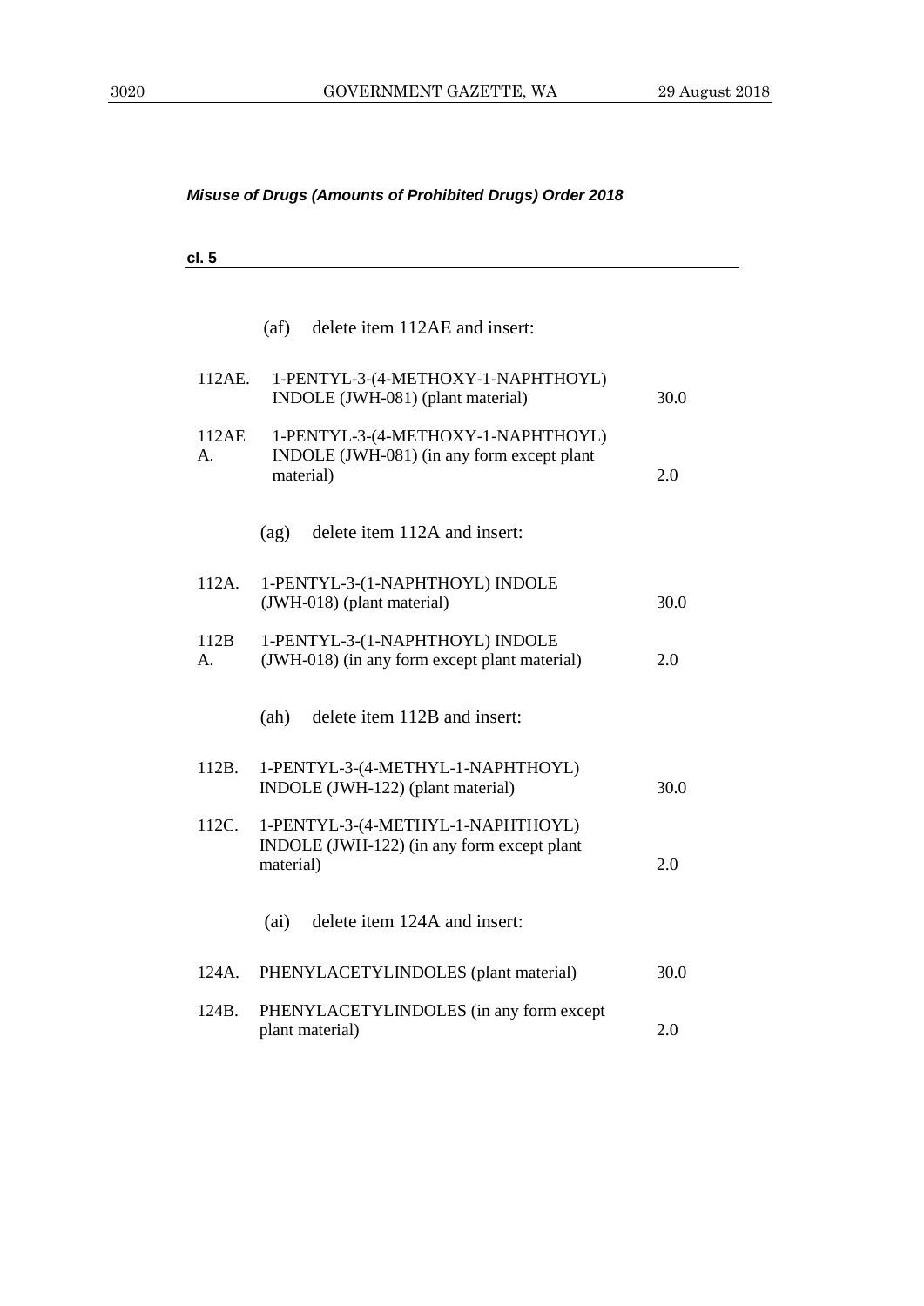*Misuse of Drugs (Amounts of Prohibited Drugs) Order 2018*

**cl. 5**

(af) delete item 112AE and insert:

| | | |
|---|---|---|
| 112AE. | 1-PENTYL-3-(4-METHOXY-1-NAPHTHOYL) INDOLE (JWH-081) (plant material) | 30.0 |
| 112AEA. | 1-PENTYL-3-(4-METHOXY-1-NAPHTHOYL) INDOLE (JWH-081) (in any form except plant material) | 2.0 |

(ag) delete item 112A and insert:

| | | |
|---|---|---|
| 112A. | 1-PENTYL-3-(1-NAPHTHOYL) INDOLE (JWH-018) (plant material) | 30.0 |
| 112BA. | 1-PENTYL-3-(1-NAPHTHOYL) INDOLE (JWH-018) (in any form except plant material) | 2.0 |

(ah) delete item 112B and insert:

| | | |
|---|---|---|
| 112B. | 1-PENTYL-3-(4-METHYL-1-NAPHTHOYL) INDOLE (JWH-122) (plant material) | 30.0 |
| 112C. | 1-PENTYL-3-(4-METHYL-1-NAPHTHOYL) INDOLE (JWH-122) (in any form except plant material) | 2.0 |

(ai) delete item 124A and insert:

| | | |
|---|---|---|
| 124A. | PHENYLACETYLINDOLES (plant material) | 30.0 |
| 124B. | PHENYLACETYLINDOLES (in any form except plant material) | 2.0 |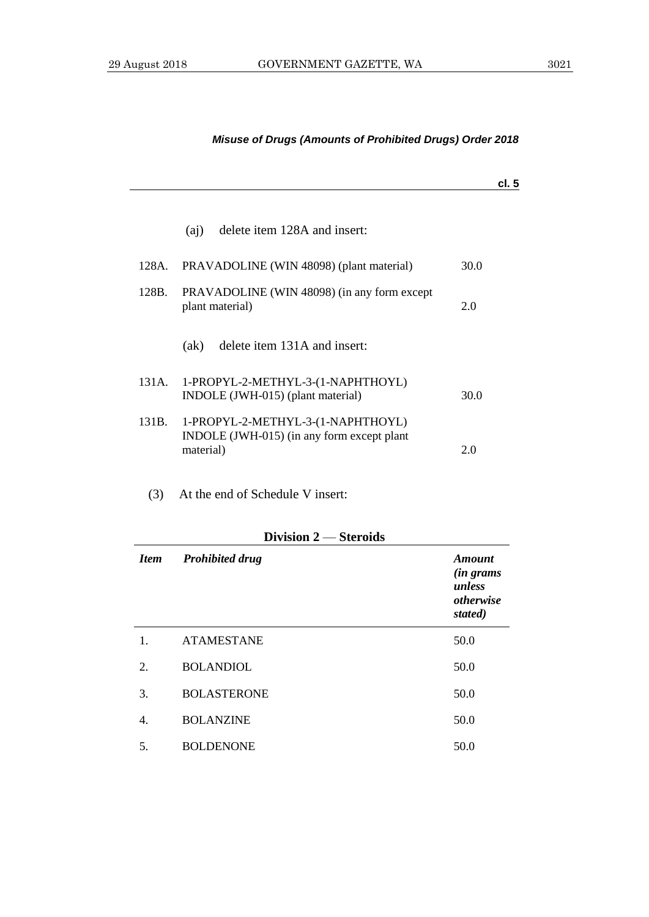*Misuse of Drugs (Amounts of Prohibited Drugs) Order 2018*

**cl. 5**

(aj) delete item 128A and insert:

| | | |
|---|---|---|
| 128A. | PRAVADOLINE (WIN 48098) (plant material) | 30.0 |
| 128B. | PRAVADOLINE (WIN 48098) (in any form except plant material) | 2.0 |

(ak) delete item 131A and insert:

| | | |
|---|---|---|
| 131A. | 1-PROPYL-2-METHYL-3-(1-NAPHTHOYL) INDOLE (JWH-015) (plant material) | 30.0 |
| 131B. | 1-PROPYL-2-METHYL-3-(1-NAPHTHOYL) INDOLE (JWH-015) (in any form except plant material) | 2.0 |

(3) At the end of Schedule V insert:

**Division 2 — Steroids**

| *Item* | *Prohibited drug* | *Amount (in grams unless otherwise stated)* |
|---|---|---|
| 1. | ATAMESTANE | 50.0 |
| 2. | BOLANDIOL | 50.0 |
| 3. | BOLASTERONE | 50.0 |
| 4. | BOLANZINE | 50.0 |
| 5. | BOLDENONE | 50.0 |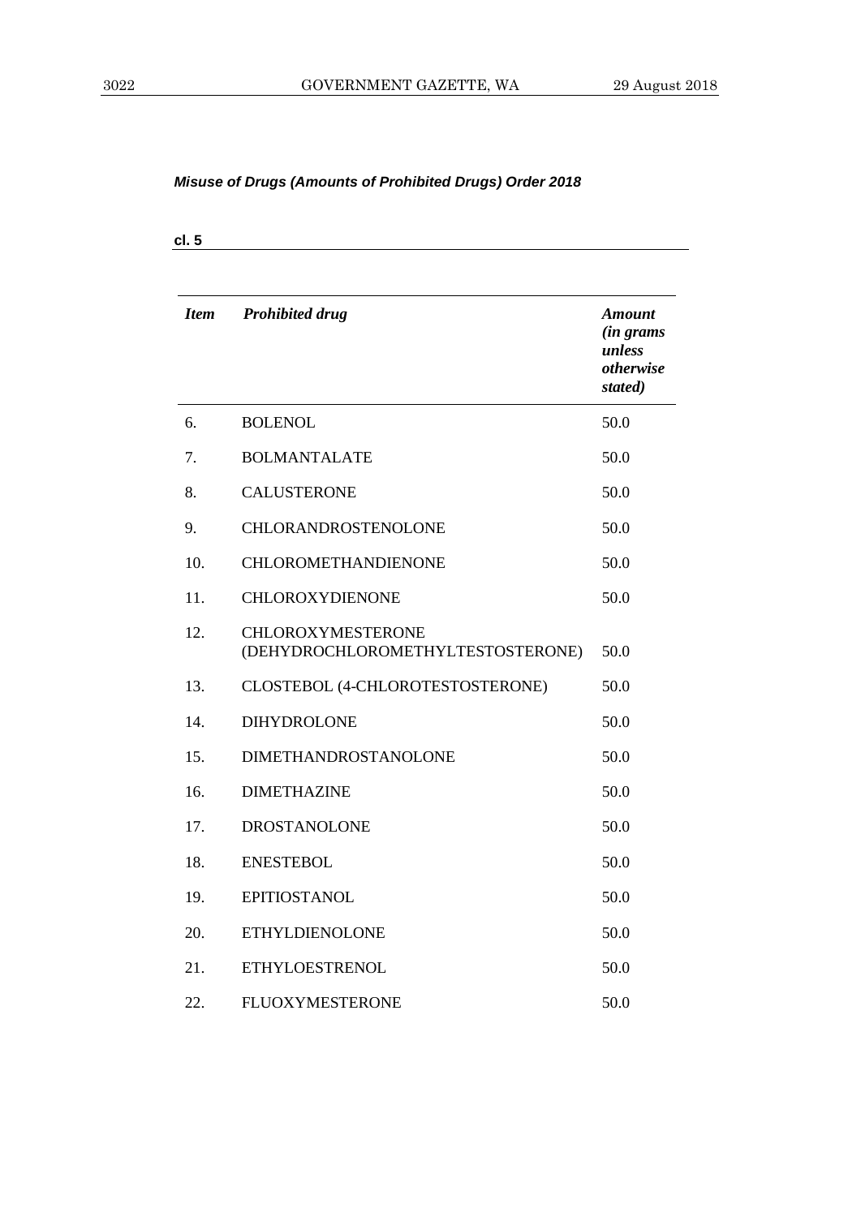*Misuse of Drugs (Amounts of Prohibited Drugs) Order 2018*

**cl. 5**

| *Item* | *Prohibited drug* | *Amount (in grams unless otherwise stated)* |
|---|---|---|
| 6. | BOLENOL | 50.0 |
| 7. | BOLMANTALATE | 50.0 |
| 8. | CALUSTERONE | 50.0 |
| 9. | CHLORANDROSTENOLONE | 50.0 |
| 10. | CHLOROMETHANDIENONE | 50.0 |
| 11. | CHLOROXYDIENONE | 50.0 |
| 12. | CHLOROXYMESTERONE (DEHYDROCHLOROMETHYLTESTOSTERONE) | 50.0 |
| 13. | CLOSTEBOL (4-CHLOROTESTOSTERONE) | 50.0 |
| 14. | DIHYDROLONE | 50.0 |
| 15. | DIMETHANDROSTANOLONE | 50.0 |
| 16. | DIMETHAZINE | 50.0 |
| 17. | DROSTANOLONE | 50.0 |
| 18. | ENESTEBOL | 50.0 |
| 19. | EPITIOSTANOL | 50.0 |
| 20. | ETHYLDIENOLONE | 50.0 |
| 21. | ETHYLOESTRENOL | 50.0 |
| 22. | FLUOXYMESTERONE | 50.0 |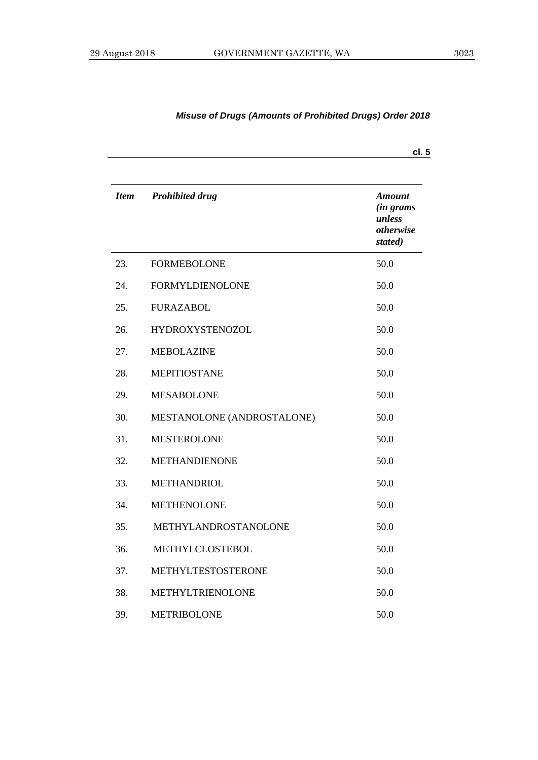| *Item* | *Prohibited drug* | *Amount (in grams unless otherwise stated)* |
|---|---|---|
| 23. | FORMEBOLONE | 50.0 |
| 24. | FORMYLDIENOLONE | 50.0 |
| 25. | FURAZABOL | 50.0 |
| 26. | HYDROXYSTENOZOL | 50.0 |
| 27. | MEBOLAZINE | 50.0 |
| 28. | MEPITIOSTANE | 50.0 |
| 29. | MESABOLONE | 50.0 |
| 30. | MESTANOLONE (ANDROSTALONE) | 50.0 |
| 31. | MESTEROLONE | 50.0 |
| 32. | METHANDIENONE | 50.0 |
| 33. | METHANDRIOL | 50.0 |
| 34. | METHENOLONE | 50.0 |
| 35. | METHYLANDROSTANOLONE | 50.0 |
| 36. | METHYLCLOSTEBOL | 50.0 |
| 37. | METHYLTESTOSTERONE | 50.0 |
| 38. | METHYLTRIENOLONE | 50.0 |
| 39. | METRIBOLONE | 50.0 |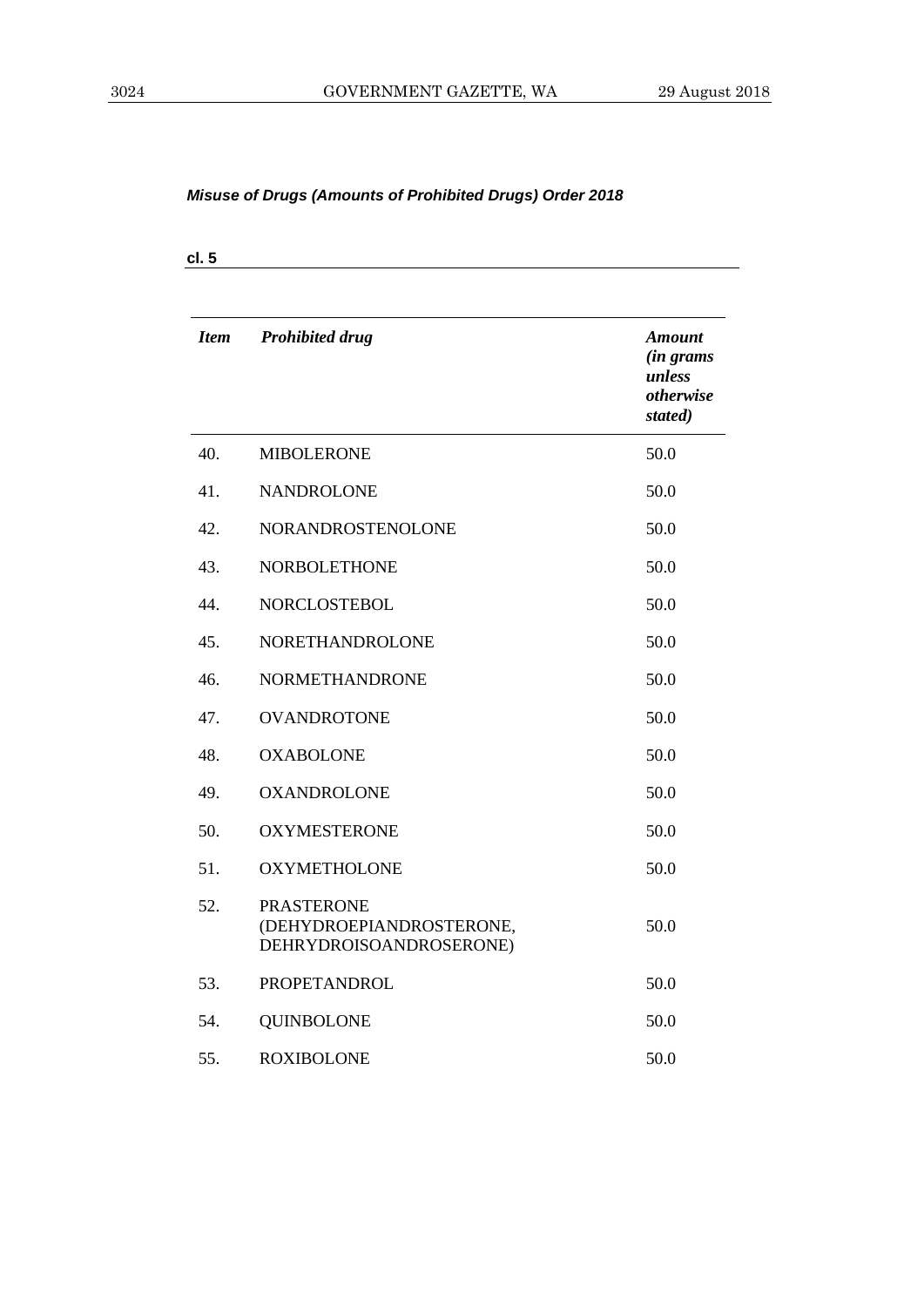*Misuse of Drugs (Amounts of Prohibited Drugs) Order 2018*

**cl. 5**

| *Item* | *Prohibited drug* | *Amount (in grams unless otherwise stated)* |
|---|---|---|
| 40. | MIBOLERONE | 50.0 |
| 41. | NANDROLONE | 50.0 |
| 42. | NORANDROSTENOLONE | 50.0 |
| 43. | NORBOLETHONE | 50.0 |
| 44. | NORCLOSTEBOL | 50.0 |
| 45. | NORETHANDROLONE | 50.0 |
| 46. | NORMETHANDRONE | 50.0 |
| 47. | OVANDROTONE | 50.0 |
| 48. | OXABOLONE | 50.0 |
| 49. | OXANDROLONE | 50.0 |
| 50. | OXYMESTERONE | 50.0 |
| 51. | OXYMETHOLONE | 50.0 |
| 52. | PRASTERONE (DEHYDROEPIANDROSTERONE, DEHRYDROISOANDROSERONE) | 50.0 |
| 53. | PROPETANDROL | 50.0 |
| 54. | QUINBOLONE | 50.0 |
| 55. | ROXIBOLONE | 50.0 |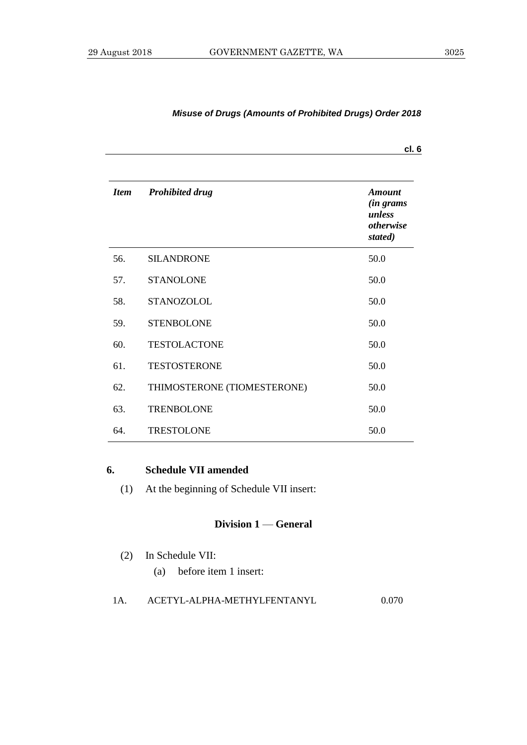| *Item* | *Prohibited drug* | *Amount (in grams unless otherwise stated)* |
|---|---|---|
| 56. | SILANDRONE | 50.0 |
| 57. | STANOLONE | 50.0 |
| 58. | STANOZOLOL | 50.0 |
| 59. | STENBOLONE | 50.0 |
| 60. | TESTOLACTONE | 50.0 |
| 61. | TESTOSTERONE | 50.0 |
| 62. | THIMOSTERONE (TIOMESTERONE) | 50.0 |
| 63. | TRENBOLONE | 50.0 |
| 64. | TRESTOLONE | 50.0 |

## 6. Schedule VII amended

(1) At the beginning of Schedule VII insert:

**Division 1 — General**

(2) In Schedule VII:

(a) before item 1 insert:

| | | |
|---|---|---|
| 1A. | ACETYL-ALPHA-METHYLFENTANYL | 0.070 |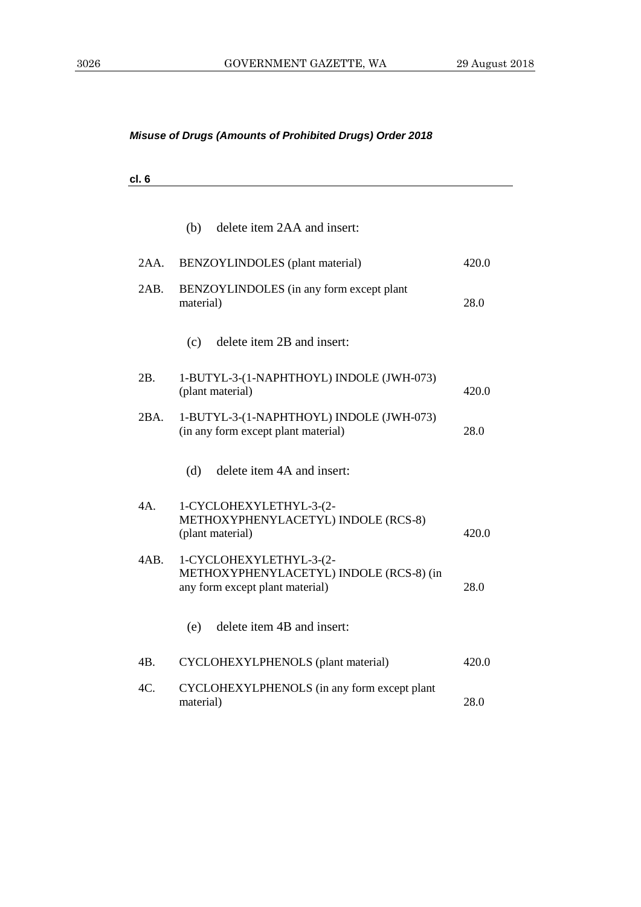*Misuse of Drugs (Amounts of Prohibited Drugs) Order 2018*

**cl. 6**

(b) delete item 2AA and insert:

| | | |
|---|---|---|
| 2AA. | BENZOYLINDOLES (plant material) | 420.0 |
| 2AB. | BENZOYLINDOLES (in any form except plant material) | 28.0 |

(c) delete item 2B and insert:

| | | |
|---|---|---|
| 2B. | 1-BUTYL-3-(1-NAPHTHOYL) INDOLE (JWH-073) (plant material) | 420.0 |
| 2BA. | 1-BUTYL-3-(1-NAPHTHOYL) INDOLE (JWH-073) (in any form except plant material) | 28.0 |

(d) delete item 4A and insert:

| | | |
|---|---|---|
| 4A. | 1-CYCLOHEXYLETHYL-3-(2-METHOXYPHENYLACETYL) INDOLE (RCS-8) (plant material) | 420.0 |
| 4AB. | 1-CYCLOHEXYLETHYL-3-(2-METHOXYPHENYLACETYL) INDOLE (RCS-8) (in any form except plant material) | 28.0 |

(e) delete item 4B and insert:

| | | |
|---|---|---|
| 4B. | CYCLOHEXYLPHENOLS (plant material) | 420.0 |
| 4C. | CYCLOHEXYLPHENOLS (in any form except plant material) | 28.0 |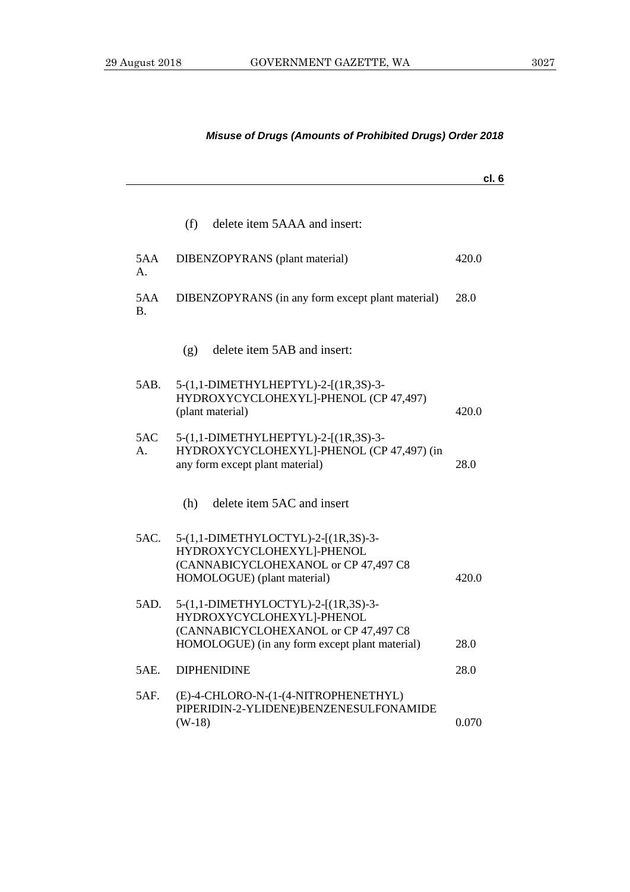*Misuse of Drugs (Amounts of Prohibited Drugs) Order 2018*

**cl. 6**

(f) delete item 5AAA and insert:

| | | |
|---|---|---|
| 5AAA. | DIBENZOPYRANS (plant material) | 420.0 |
| 5AAB. | DIBENZOPYRANS (in any form except plant material) | 28.0 |

(g) delete item 5AB and insert:

| | | |
|---|---|---|
| 5AB. | 5-(1,1-DIMETHYLHEPTYL)-2-[(1R,3S)-3-HYDROXYCYCLOHEXYL]-PHENOL (CP 47,497) (plant material) | 420.0 |
| 5ACA. | 5-(1,1-DIMETHYLHEPTYL)-2-[(1R,3S)-3-HYDROXYCYCLOHEXYL]-PHENOL (CP 47,497) (in any form except plant material) | 28.0 |

(h) delete item 5AC and insert

| | | |
|---|---|---|
| 5AC. | 5-(1,1-DIMETHYLOCTYL)-2-[(1R,3S)-3-HYDROXYCYCLOHEXYL]-PHENOL (CANNABICYCLOHEXANOL or CP 47,497 C8 HOMOLOGUE) (plant material) | 420.0 |
| 5AD. | 5-(1,1-DIMETHYLOCTYL)-2-[(1R,3S)-3-HYDROXYCYCLOHEXYL]-PHENOL (CANNABICYCLOHEXANOL or CP 47,497 C8 HOMOLOGUE) (in any form except plant material) | 28.0 |
| 5AE. | DIPHENIDINE | 28.0 |
| 5AF. | (E)-4-CHLORO-N-(1-(4-NITROPHENETHYL) PIPERIDIN-2-YLIDENE)BENZENESULFONAMIDE (W-18) | 0.070 |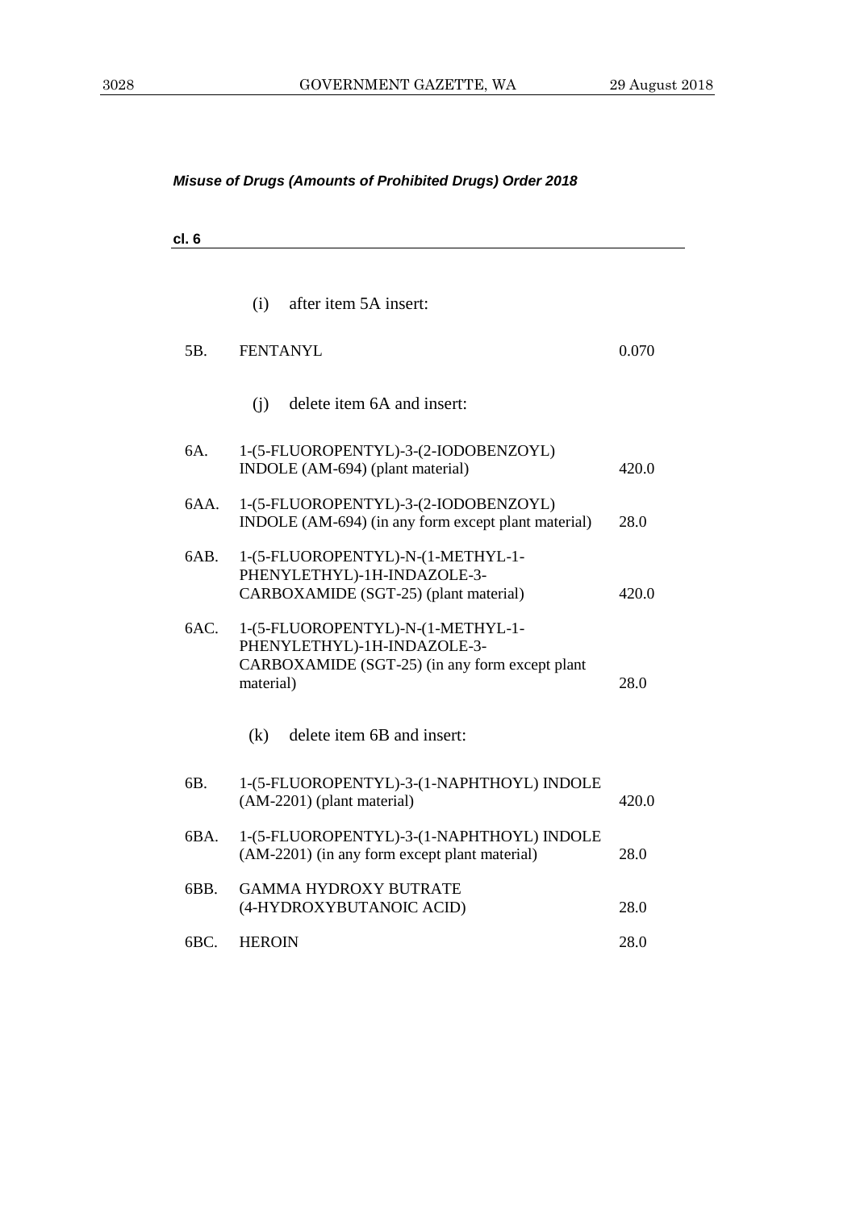*Misuse of Drugs (Amounts of Prohibited Drugs) Order 2018*

**cl. 6**

(i) after item 5A insert:

| | | |
|---|---|---|
| 5B. | FENTANYL | 0.070 |

(j) delete item 6A and insert:

| | | |
|---|---|---|
| 6A. | 1-(5-FLUOROPENTYL)-3-(2-IODOBENZOYL) INDOLE (AM-694) (plant material) | 420.0 |
| 6AA. | 1-(5-FLUOROPENTYL)-3-(2-IODOBENZOYL) INDOLE (AM-694) (in any form except plant material) | 28.0 |
| 6AB. | 1-(5-FLUOROPENTYL)-N-(1-METHYL-1-PHENYLETHYL)-1H-INDAZOLE-3-CARBOXAMIDE (SGT-25) (plant material) | 420.0 |
| 6AC. | 1-(5-FLUOROPENTYL)-N-(1-METHYL-1-PHENYLETHYL)-1H-INDAZOLE-3-CARBOXAMIDE (SGT-25) (in any form except plant material) | 28.0 |

(k) delete item 6B and insert:

| | | |
|---|---|---|
| 6B. | 1-(5-FLUOROPENTYL)-3-(1-NAPHTHOYL) INDOLE (AM-2201) (plant material) | 420.0 |
| 6BA. | 1-(5-FLUOROPENTYL)-3-(1-NAPHTHOYL) INDOLE (AM-2201) (in any form except plant material) | 28.0 |
| 6BB. | GAMMA HYDROXY BUTRATE (4-HYDROXYBUTANOIC ACID) | 28.0 |
| 6BC. | HEROIN | 28.0 |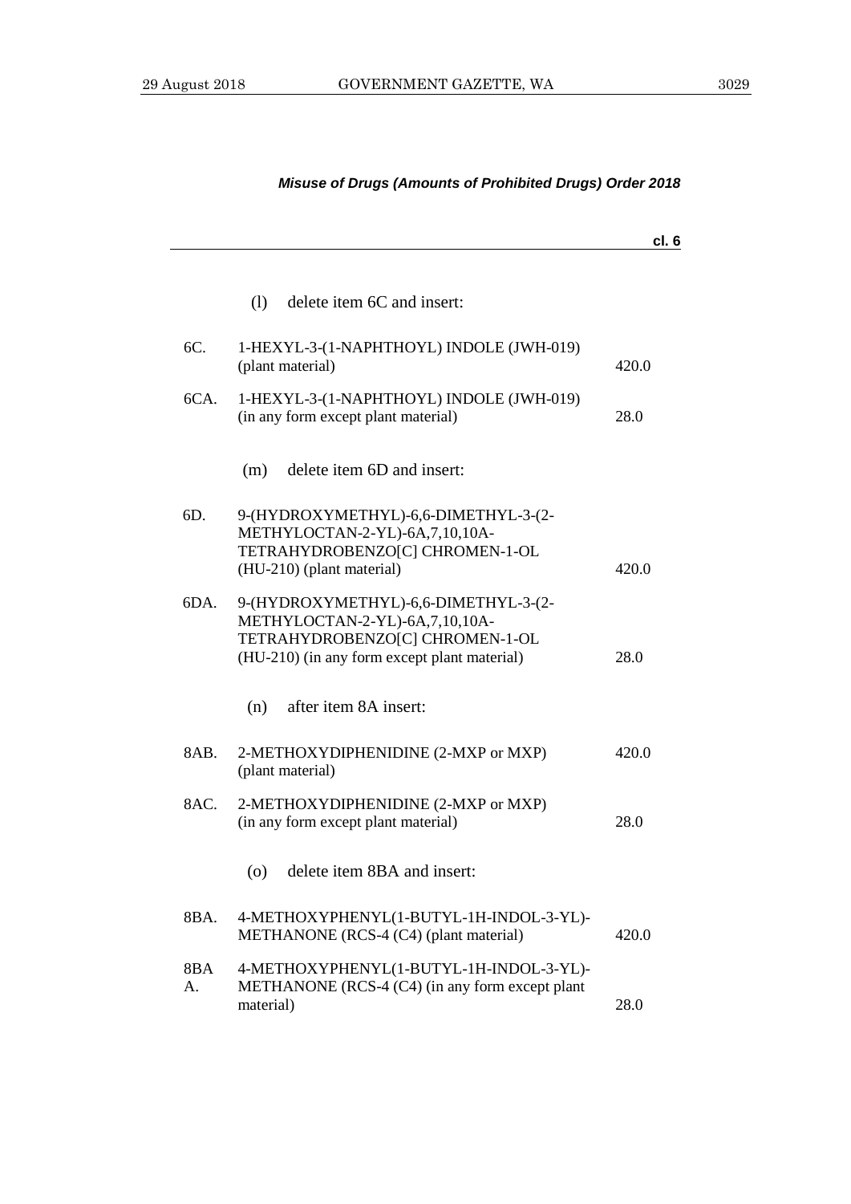*Misuse of Drugs (Amounts of Prohibited Drugs) Order 2018*

**cl. 6**

(l) delete item 6C and insert:

| | | |
|---|---|---|
| 6C. | 1-HEXYL-3-(1-NAPHTHOYL) INDOLE (JWH-019) (plant material) | 420.0 |
| 6CA. | 1-HEXYL-3-(1-NAPHTHOYL) INDOLE (JWH-019) (in any form except plant material) | 28.0 |

(m) delete item 6D and insert:

| | | |
|---|---|---|
| 6D. | 9-(HYDROXYMETHYL)-6,6-DIMETHYL-3-(2-METHYLOCTAN-2-YL)-6A,7,10,10A-TETRAHYDROBENZO[C] CHROMEN-1-OL (HU-210) (plant material) | 420.0 |
| 6DA. | 9-(HYDROXYMETHYL)-6,6-DIMETHYL-3-(2-METHYLOCTAN-2-YL)-6A,7,10,10A-TETRAHYDROBENZO[C] CHROMEN-1-OL (HU-210) (in any form except plant material) | 28.0 |

(n) after item 8A insert:

| | | |
|---|---|---|
| 8AB. | 2-METHOXYDIPHENIDINE (2-MXP or MXP) (plant material) | 420.0 |
| 8AC. | 2-METHOXYDIPHENIDINE (2-MXP or MXP) (in any form except plant material) | 28.0 |

(o) delete item 8BA and insert:

| | | |
|---|---|---|
| 8BA. | 4-METHOXYPHENYL(1-BUTYL-1H-INDOL-3-YL)-METHANONE (RCS-4 (C4) (plant material) | 420.0 |
| 8BA A. | 4-METHOXYPHENYL(1-BUTYL-1H-INDOL-3-YL)-METHANONE (RCS-4 (C4) (in any form except plant material) | 28.0 |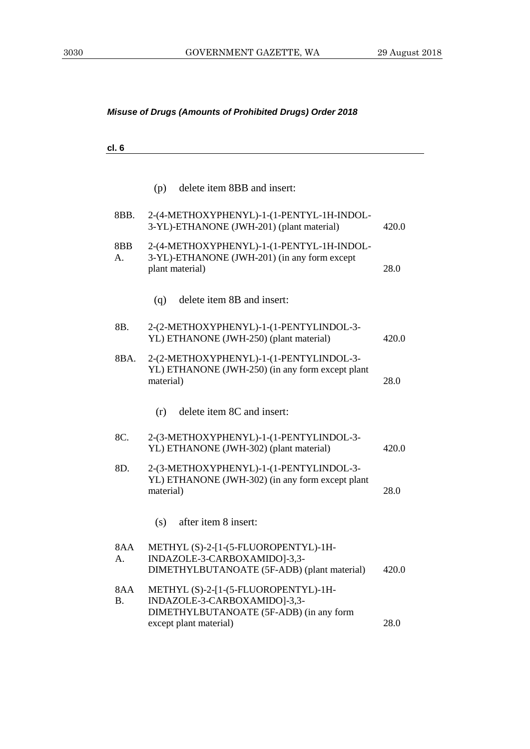*Misuse of Drugs (Amounts of Prohibited Drugs) Order 2018*

**cl. 6**

(p) delete item 8BB and insert:

| | | |
|---|---|---|
| 8BB. | 2-(4-METHOXYPHENYL)-1-(1-PENTYL-1H-INDOL-3-YL)-ETHANONE (JWH-201) (plant material) | 420.0 |
| 8BB A. | 2-(4-METHOXYPHENYL)-1-(1-PENTYL-1H-INDOL-3-YL)-ETHANONE (JWH-201) (in any form except plant material) | 28.0 |

(q) delete item 8B and insert:

| | | |
|---|---|---|
| 8B. | 2-(2-METHOXYPHENYL)-1-(1-PENTYLINDOL-3-YL) ETHANONE (JWH-250) (plant material) | 420.0 |
| 8BA. | 2-(2-METHOXYPHENYL)-1-(1-PENTYLINDOL-3-YL) ETHANONE (JWH-250) (in any form except plant material) | 28.0 |

(r) delete item 8C and insert:

| | | |
|---|---|---|
| 8C. | 2-(3-METHOXYPHENYL)-1-(1-PENTYLINDOL-3-YL) ETHANONE (JWH-302) (plant material) | 420.0 |
| 8D. | 2-(3-METHOXYPHENYL)-1-(1-PENTYLINDOL-3-YL) ETHANONE (JWH-302) (in any form except plant material) | 28.0 |

(s) after item 8 insert:

| | | |
|---|---|---|
| 8AA A. | METHYL (S)-2-[1-(5-FLUOROPENTYL)-1H-INDAZOLE-3-CARBOXAMIDO]-3,3-DIMETHYLBUTANOATE (5F-ADB) (plant material) | 420.0 |
| 8AA B. | METHYL (S)-2-[1-(5-FLUOROPENTYL)-1H-INDAZOLE-3-CARBOXAMIDO]-3,3-DIMETHYLBUTANOATE (5F-ADB) (in any form except plant material) | 28.0 |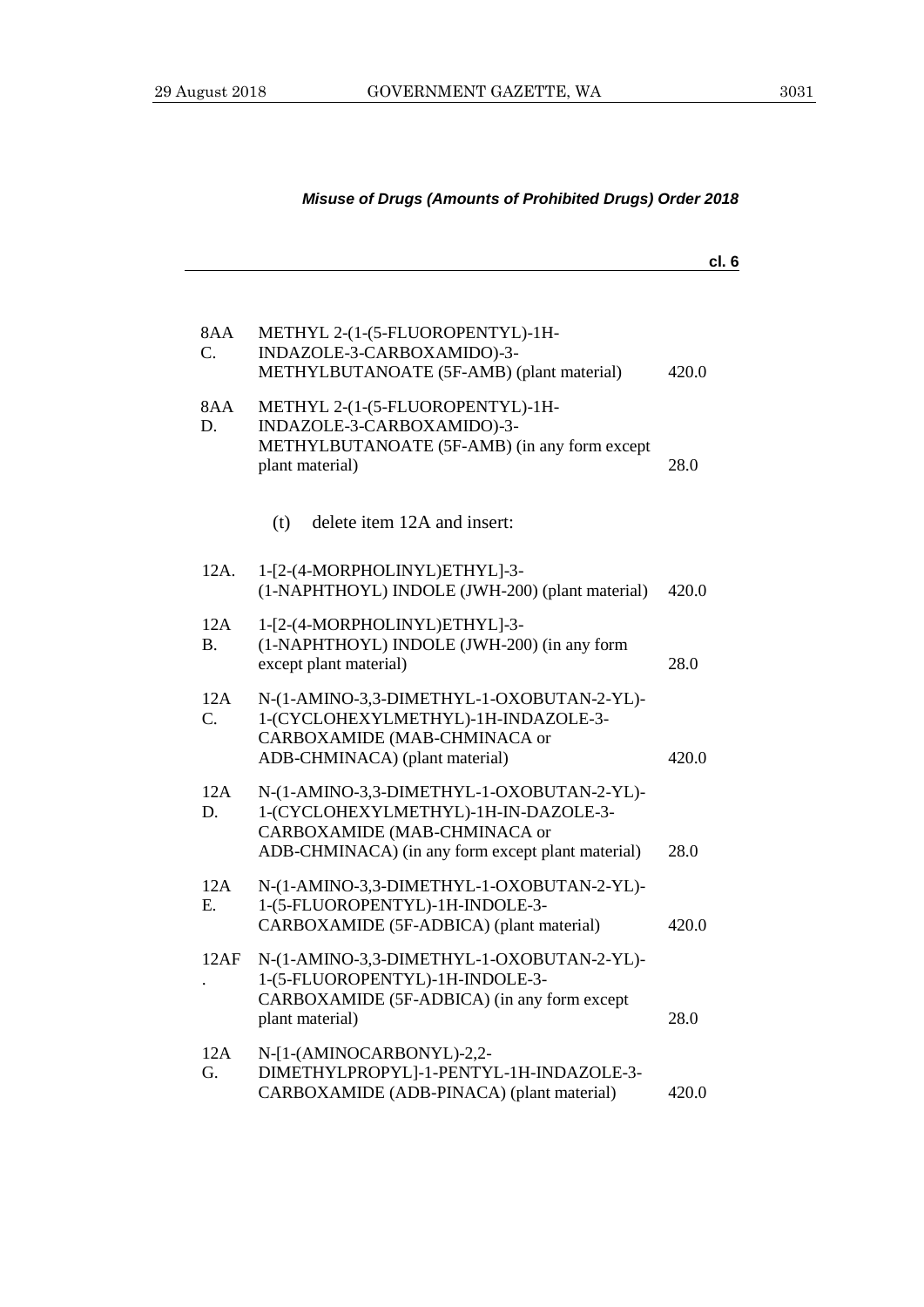*Misuse of Drugs (Amounts of Prohibited Drugs) Order 2018*

**cl. 6**

| | | |
|---|---|---|
| 8AA C. | METHYL 2-(1-(5-FLUOROPENTYL)-1H-INDAZOLE-3-CARBOXAMIDO)-3-METHYLBUTANOATE (5F-AMB) (plant material) | 420.0 |
| 8AA D. | METHYL 2-(1-(5-FLUOROPENTYL)-1H-INDAZOLE-3-CARBOXAMIDO)-3-METHYLBUTANOATE (5F-AMB) (in any form except plant material) | 28.0 |

(t) delete item 12A and insert:

| | | |
|---|---|---|
| 12A. | 1-[2-(4-MORPHOLINYL)ETHYL]-3-(1-NAPHTHOYL) INDOLE (JWH-200) (plant material) | 420.0 |
| 12A B. | 1-[2-(4-MORPHOLINYL)ETHYL]-3-(1-NAPHTHOYL) INDOLE (JWH-200) (in any form except plant material) | 28.0 |
| 12A C. | N-(1-AMINO-3,3-DIMETHYL-1-OXOBUTAN-2-YL)-1-(CYCLOHEXYLMETHYL)-1H-INDAZOLE-3-CARBOXAMIDE (MAB-CHMINACA or ADB-CHMINACA) (plant material) | 420.0 |
| 12A D. | N-(1-AMINO-3,3-DIMETHYL-1-OXOBUTAN-2-YL)-1-(CYCLOHEXYLMETHYL)-1H-IN-DAZOLE-3-CARBOXAMIDE (MAB-CHMINACA or ADB-CHMINACA) (in any form except plant material) | 28.0 |
| 12A E. | N-(1-AMINO-3,3-DIMETHYL-1-OXOBUTAN-2-YL)-1-(5-FLUOROPENTYL)-1H-INDOLE-3-CARBOXAMIDE (5F-ADBICA) (plant material) | 420.0 |
| 12AF. | N-(1-AMINO-3,3-DIMETHYL-1-OXOBUTAN-2-YL)-1-(5-FLUOROPENTYL)-1H-INDOLE-3-CARBOXAMIDE (5F-ADBICA) (in any form except plant material) | 28.0 |
| 12A G. | N-[1-(AMINOCARBONYL)-2,2-DIMETHYLPROPYL]-1-PENTYL-1H-INDAZOLE-3-CARBOXAMIDE (ADB-PINACA) (plant material) | 420.0 |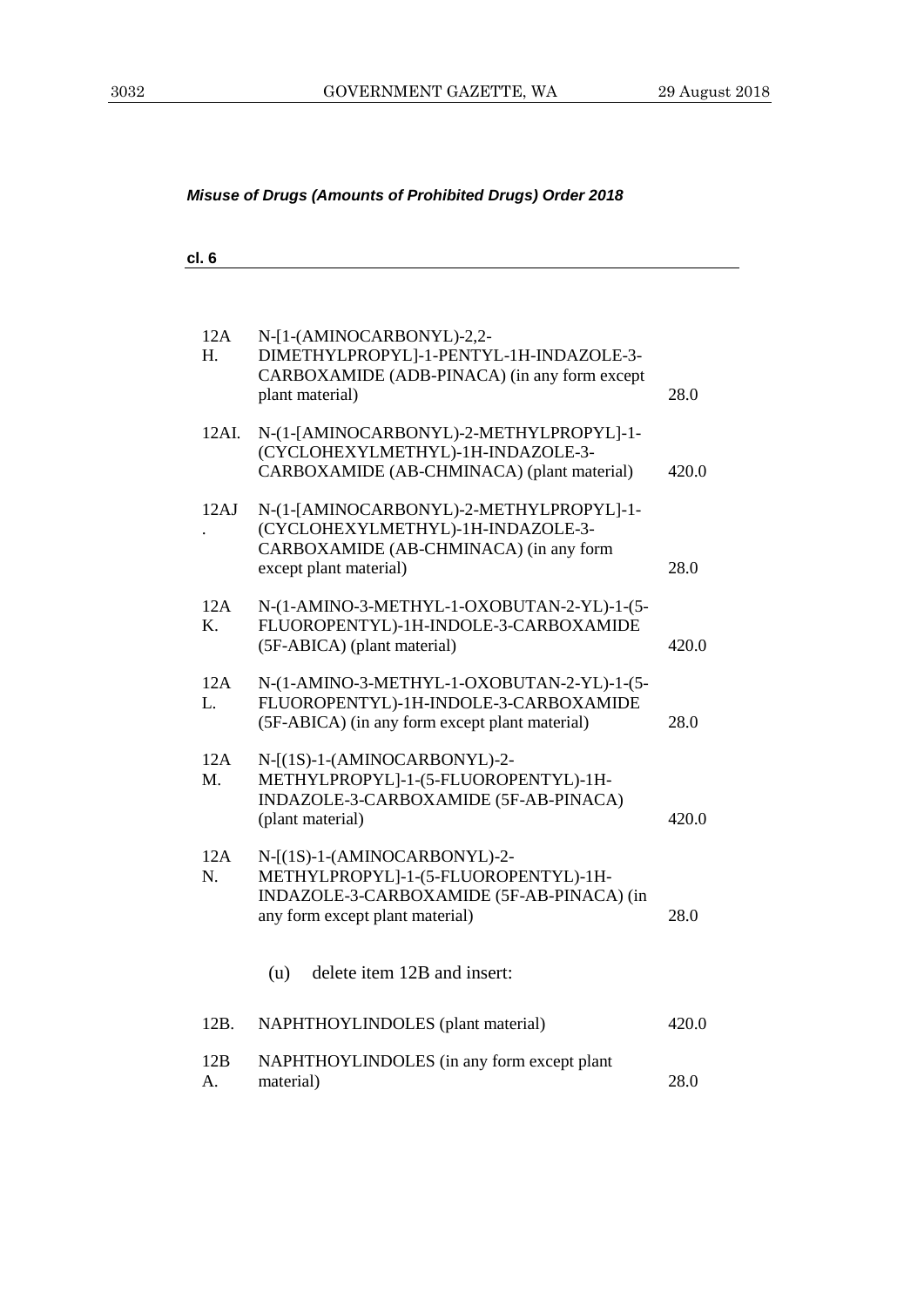*Misuse of Drugs (Amounts of Prohibited Drugs) Order 2018*

**cl. 6**

| | | |
|---|---|---|
| 12AH. | N-[1-(AMINOCARBONYL)-2,2-DIMETHYLPROPYL]-1-PENTYL-1H-INDAZOLE-3-CARBOXAMIDE (ADB-PINACA) (in any form except plant material) | 28.0 |
| 12AI. | N-(1-[AMINOCARBONYL)-2-METHYLPROPYL]-1-(CYCLOHEXYLMETHYL)-1H-INDAZOLE-3-CARBOXAMIDE (AB-CHMINACA) (plant material) | 420.0 |
| 12AJ. | N-(1-[AMINOCARBONYL)-2-METHYLPROPYL]-1-(CYCLOHEXYLMETHYL)-1H-INDAZOLE-3-CARBOXAMIDE (AB-CHMINACA) (in any form except plant material) | 28.0 |
| 12AK. | N-(1-AMINO-3-METHYL-1-OXOBUTAN-2-YL)-1-(5-FLUOROPENTYL)-1H-INDOLE-3-CARBOXAMIDE (5F-ABICA) (plant material) | 420.0 |
| 12AL. | N-(1-AMINO-3-METHYL-1-OXOBUTAN-2-YL)-1-(5-FLUOROPENTYL)-1H-INDOLE-3-CARBOXAMIDE (5F-ABICA) (in any form except plant material) | 28.0 |
| 12AM. | N-[(1S)-1-(AMINOCARBONYL)-2-METHYLPROPYL]-1-(5-FLUOROPENTYL)-1H-INDAZOLE-3-CARBOXAMIDE (5F-AB-PINACA) (plant material) | 420.0 |
| 12AN. | N-[(1S)-1-(AMINOCARBONYL)-2-METHYLPROPYL]-1-(5-FLUOROPENTYL)-1H-INDAZOLE-3-CARBOXAMIDE (5F-AB-PINACA) (in any form except plant material) | 28.0 |

(u) delete item 12B and insert:

| | | |
|---|---|---|
| 12B. | NAPHTHOYLINDOLES (plant material) | 420.0 |
| 12BA. | NAPHTHOYLINDOLES (in any form except plant material) | 28.0 |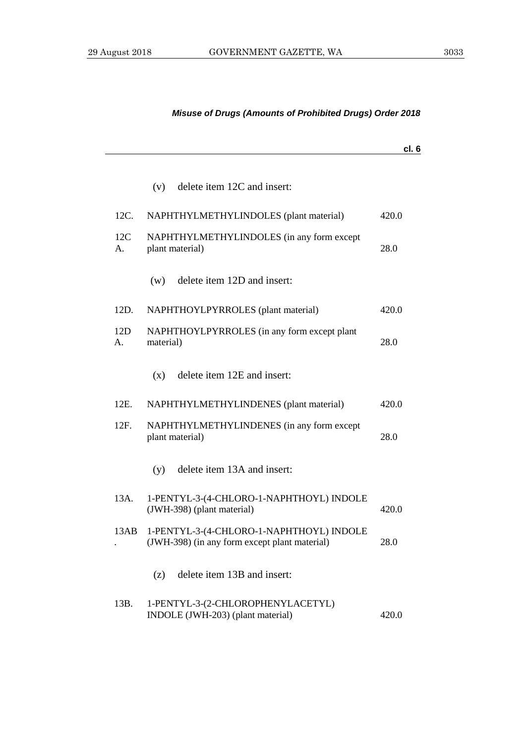*Misuse of Drugs (Amounts of Prohibited Drugs) Order 2018*

**cl. 6**

(v) delete item 12C and insert:

| | | |
|---|---|---|
| 12C. | NAPHTHYLMETHYLINDOLES (plant material) | 420.0 |
| 12CA. | NAPHTHYLMETHYLINDOLES (in any form except plant material) | 28.0 |

(w) delete item 12D and insert:

| | | |
|---|---|---|
| 12D. | NAPHTHOYLPYRROLES (plant material) | 420.0 |
| 12DA. | NAPHTHOYLPYRROLES (in any form except plant material) | 28.0 |

(x) delete item 12E and insert:

| | | |
|---|---|---|
| 12E. | NAPHTHYLMETHYLINDENES (plant material) | 420.0 |
| 12F. | NAPHTHYLMETHYLINDENES (in any form except plant material) | 28.0 |

(y) delete item 13A and insert:

| | | |
|---|---|---|
| 13A. | 1-PENTYL-3-(4-CHLORO-1-NAPHTHOYL) INDOLE (JWH-398) (plant material) | 420.0 |
| 13AB. | 1-PENTYL-3-(4-CHLORO-1-NAPHTHOYL) INDOLE (JWH-398) (in any form except plant material) | 28.0 |

(z) delete item 13B and insert:

| | | |
|---|---|---|
| 13B. | 1-PENTYL-3-(2-CHLOROPHENYLACETYL) INDOLE (JWH-203) (plant material) | 420.0 |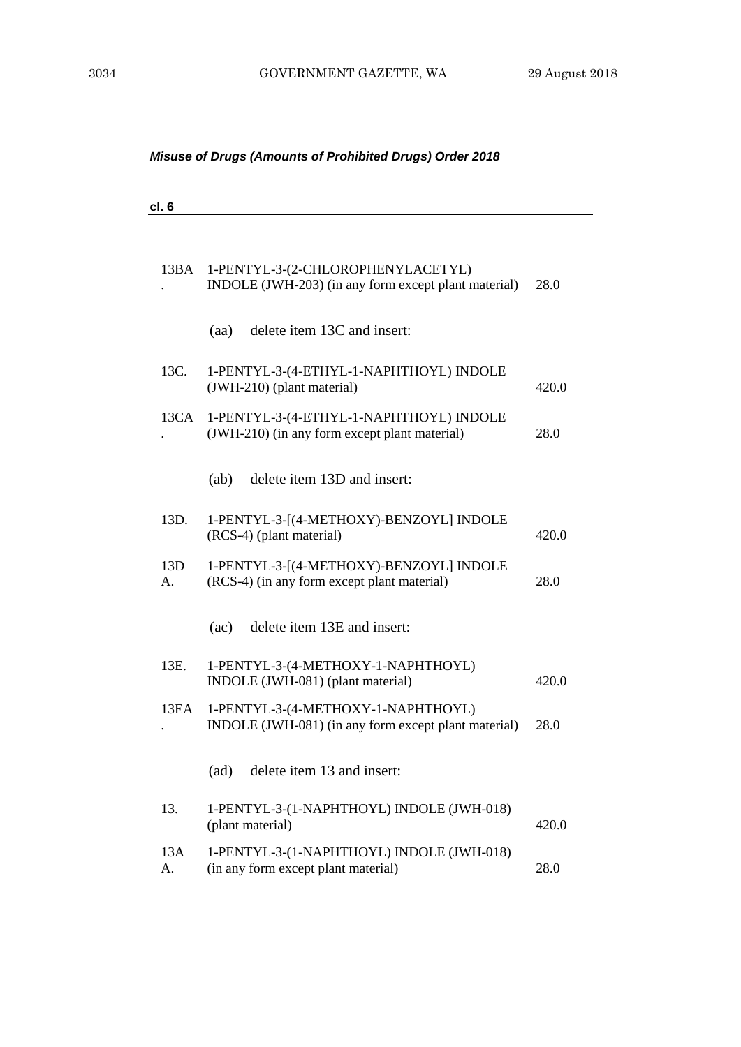*Misuse of Drugs (Amounts of Prohibited Drugs) Order 2018*

**cl. 6**

| | | |
|---|---|---|
| 13BA. | 1-PENTYL-3-(2-CHLOROPHENYLACETYL) INDOLE (JWH-203) (in any form except plant material) | 28.0 |

(aa) delete item 13C and insert:

| | | |
|---|---|---|
| 13C. | 1-PENTYL-3-(4-ETHYL-1-NAPHTHOYL) INDOLE (JWH-210) (plant material) | 420.0 |
| 13CA. | 1-PENTYL-3-(4-ETHYL-1-NAPHTHOYL) INDOLE (JWH-210) (in any form except plant material) | 28.0 |

(ab) delete item 13D and insert:

| | | |
|---|---|---|
| 13D. | 1-PENTYL-3-[(4-METHOXY)-BENZOYL] INDOLE (RCS-4) (plant material) | 420.0 |
| 13DA. | 1-PENTYL-3-[(4-METHOXY)-BENZOYL] INDOLE (RCS-4) (in any form except plant material) | 28.0 |

(ac) delete item 13E and insert:

| | | |
|---|---|---|
| 13E. | 1-PENTYL-3-(4-METHOXY-1-NAPHTHOYL) INDOLE (JWH-081) (plant material) | 420.0 |
| 13EA. | 1-PENTYL-3-(4-METHOXY-1-NAPHTHOYL) INDOLE (JWH-081) (in any form except plant material) | 28.0 |

(ad) delete item 13 and insert:

| | | |
|---|---|---|
| 13. | 1-PENTYL-3-(1-NAPHTHOYL) INDOLE (JWH-018) (plant material) | 420.0 |
| 13AA. | 1-PENTYL-3-(1-NAPHTHOYL) INDOLE (JWH-018) (in any form except plant material) | 28.0 |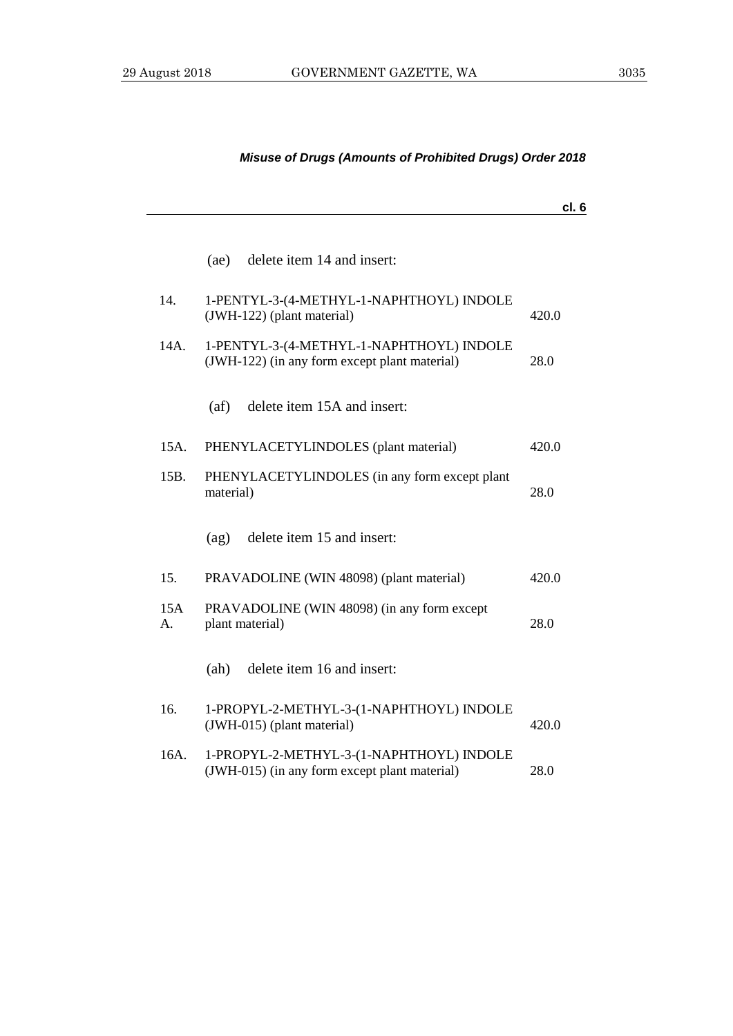### *Misuse of Drugs (Amounts of Prohibited Drugs) Order 2018*

**cl. 6**

(ae) delete item 14 and insert:

| | | |
|---|---|---|
| 14. | 1-PENTYL-3-(4-METHYL-1-NAPHTHOYL) INDOLE (JWH-122) (plant material) | 420.0 |
| 14A. | 1-PENTYL-3-(4-METHYL-1-NAPHTHOYL) INDOLE (JWH-122) (in any form except plant material) | 28.0 |

(af) delete item 15A and insert:

| | | |
|---|---|---|
| 15A. | PHENYLACETYLINDOLES (plant material) | 420.0 |
| 15B. | PHENYLACETYLINDOLES (in any form except plant material) | 28.0 |

(ag) delete item 15 and insert:

| | | |
|---|---|---|
| 15. | PRAVADOLINE (WIN 48098) (plant material) | 420.0 |
| 15A A. | PRAVADOLINE (WIN 48098) (in any form except plant material) | 28.0 |

(ah) delete item 16 and insert:

| | | |
|---|---|---|
| 16. | 1-PROPYL-2-METHYL-3-(1-NAPHTHOYL) INDOLE (JWH-015) (plant material) | 420.0 |
| 16A. | 1-PROPYL-2-METHYL-3-(1-NAPHTHOYL) INDOLE (JWH-015) (in any form except plant material) | 28.0 |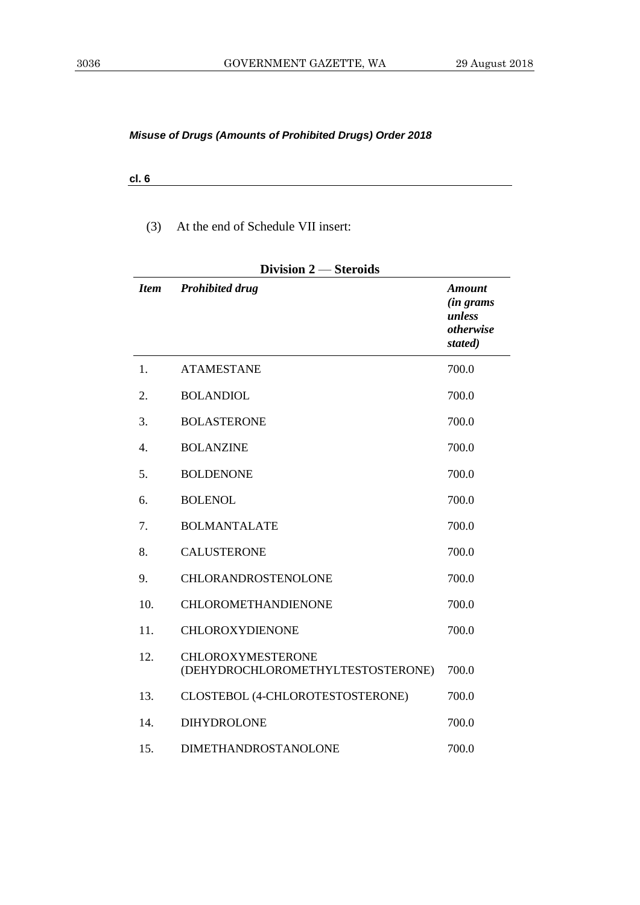*Misuse of Drugs (Amounts of Prohibited Drugs) Order 2018*

**cl. 6**

(3) At the end of Schedule VII insert:

**Division 2 — Steroids**

| *Item* | *Prohibited drug* | *Amount (in grams unless otherwise stated)* |
|---|---|---|
| 1. | ATAMESTANE | 700.0 |
| 2. | BOLANDIOL | 700.0 |
| 3. | BOLASTERONE | 700.0 |
| 4. | BOLANZINE | 700.0 |
| 5. | BOLDENONE | 700.0 |
| 6. | BOLENOL | 700.0 |
| 7. | BOLMANTALATE | 700.0 |
| 8. | CALUSTERONE | 700.0 |
| 9. | CHLORANDROSTENOLONE | 700.0 |
| 10. | CHLOROMETHANDIENONE | 700.0 |
| 11. | CHLOROXYDIENONE | 700.0 |
| 12. | CHLOROXYMESTERONE (DEHYDROCHLOROMETHYLTESTOSTERONE) | 700.0 |
| 13. | CLOSTEBOL (4-CHLOROTESTOSTERONE) | 700.0 |
| 14. | DIHYDROLONE | 700.0 |
| 15. | DIMETHANDROSTANOLONE | 700.0 |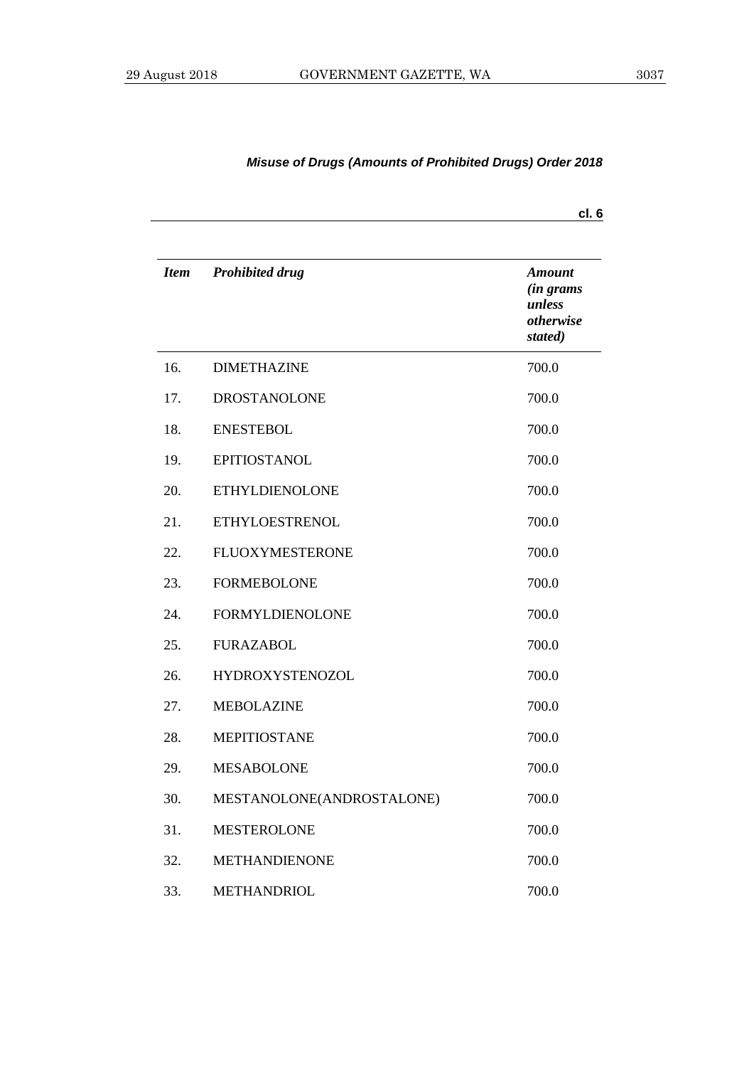*Misuse of Drugs (Amounts of Prohibited Drugs) Order 2018*

**cl. 6**

| *Item* | *Prohibited drug* | *Amount (in grams unless otherwise stated)* |
|---|---|---|
| 16. | DIMETHAZINE | 700.0 |
| 17. | DROSTANOLONE | 700.0 |
| 18. | ENESTEBOL | 700.0 |
| 19. | EPITIOSTANOL | 700.0 |
| 20. | ETHYLDIENOLONE | 700.0 |
| 21. | ETHYLOESTRENOL | 700.0 |
| 22. | FLUOXYMESTERONE | 700.0 |
| 23. | FORMEBOLONE | 700.0 |
| 24. | FORMYLDIENOLONE | 700.0 |
| 25. | FURAZABOL | 700.0 |
| 26. | HYDROXYSTENOZOL | 700.0 |
| 27. | MEBOLAZINE | 700.0 |
| 28. | MEPITIOSTANE | 700.0 |
| 29. | MESABOLONE | 700.0 |
| 30. | MESTANOLONE(ANDROSTALONE) | 700.0 |
| 31. | MESTEROLONE | 700.0 |
| 32. | METHANDIENONE | 700.0 |
| 33. | METHANDRIOL | 700.0 |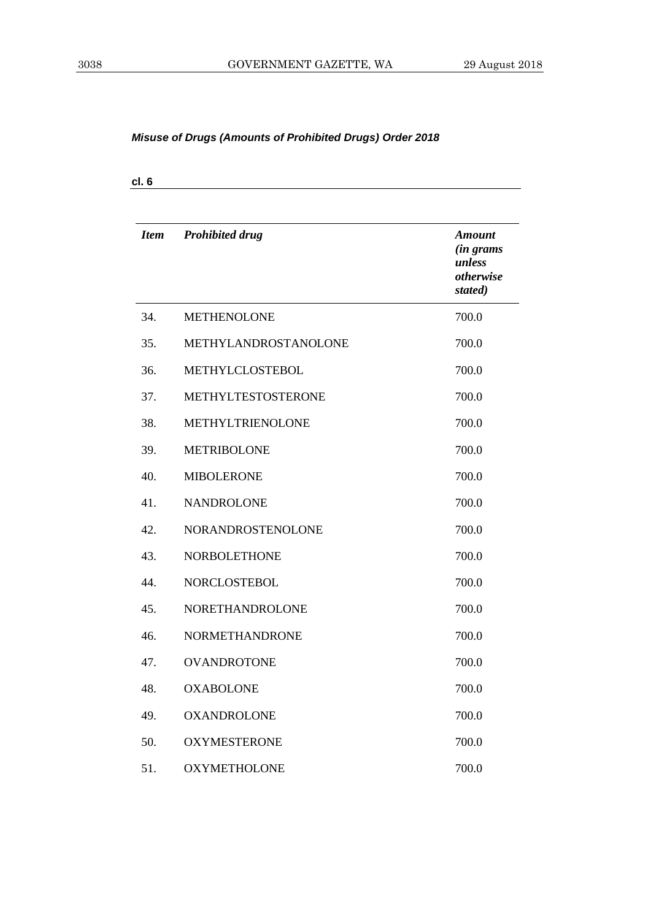*Misuse of Drugs (Amounts of Prohibited Drugs) Order 2018*

**cl. 6**

| *Item* | *Prohibited drug* | *Amount (in grams unless otherwise stated)* |
|---|---|---|
| 34. | METHENOLONE | 700.0 |
| 35. | METHYLANDROSTANOLONE | 700.0 |
| 36. | METHYLCLOSTEBOL | 700.0 |
| 37. | METHYLTESTOSTERONE | 700.0 |
| 38. | METHYLTRIENOLONE | 700.0 |
| 39. | METRIBOLONE | 700.0 |
| 40. | MIBOLERONE | 700.0 |
| 41. | NANDROLONE | 700.0 |
| 42. | NORANDROSTENOLONE | 700.0 |
| 43. | NORBOLETHONE | 700.0 |
| 44. | NORCLOSTEBOL | 700.0 |
| 45. | NORETHANDROLONE | 700.0 |
| 46. | NORMETHANDRONE | 700.0 |
| 47. | OVANDROTONE | 700.0 |
| 48. | OXABOLONE | 700.0 |
| 49. | OXANDROLONE | 700.0 |
| 50. | OXYMESTERONE | 700.0 |
| 51. | OXYMETHOLONE | 700.0 |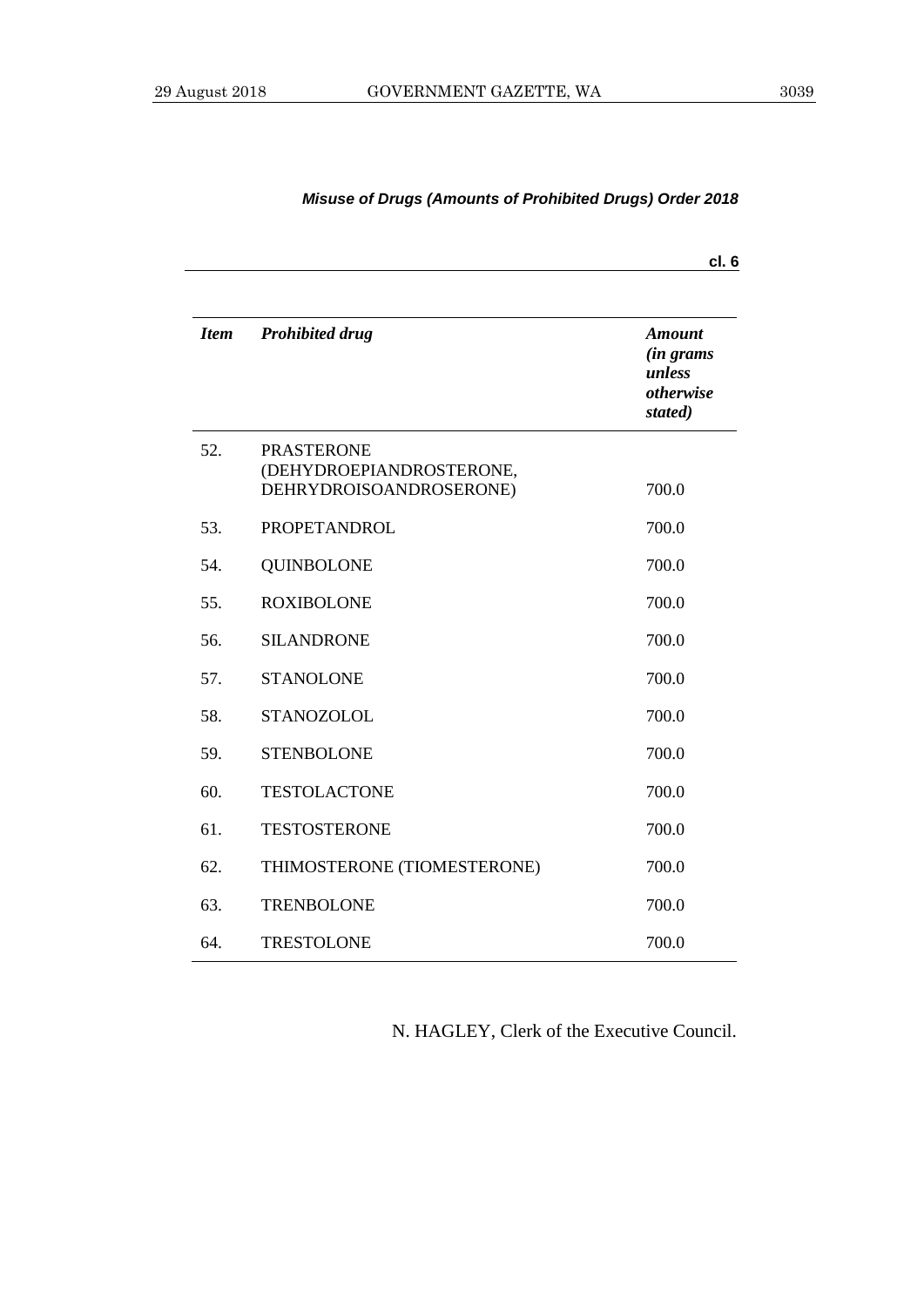**Misuse of Drugs (Amounts of Prohibited Drugs) Order 2018**

**cl. 6**

| *Item* | *Prohibited drug* | *Amount (in grams unless otherwise stated)* |
|---|---|---|
| 52. | PRASTERONE (DEHYDROEPIANDROSTERONE, DEHRYDROISOANDROSERONE) | 700.0 |
| 53. | PROPETANDROL | 700.0 |
| 54. | QUINBOLONE | 700.0 |
| 55. | ROXIBOLONE | 700.0 |
| 56. | SILANDRONE | 700.0 |
| 57. | STANOLONE | 700.0 |
| 58. | STANOZOLOL | 700.0 |
| 59. | STENBOLONE | 700.0 |
| 60. | TESTOLACTONE | 700.0 |
| 61. | TESTOSTERONE | 700.0 |
| 62. | THIMOSTERONE (TIOMESTERONE) | 700.0 |
| 63. | TRENBOLONE | 700.0 |
| 64. | TRESTOLONE | 700.0 |

N. HAGLEY, Clerk of the Executive Council.